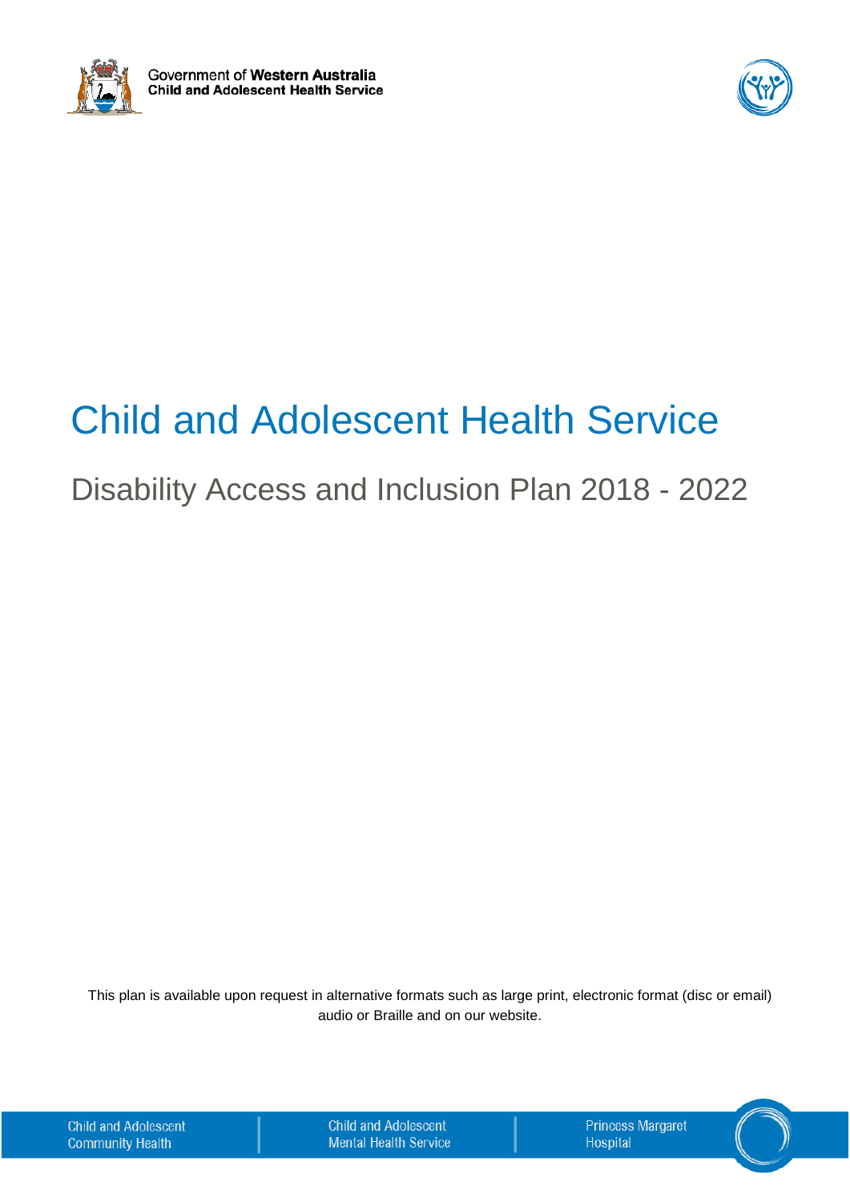Government of **Western Australia**
**Child and Adolescent Health Service**

# Child and Adolescent Health Service

## Disability Access and Inclusion Plan 2018 - 2022

This plan is available upon request in alternative formats such as large print, electronic format (disc or email) audio or Braille and on our website.

Child and Adolescent Community Health | Child and Adolescent Mental Health Service | Princess Margaret Hospital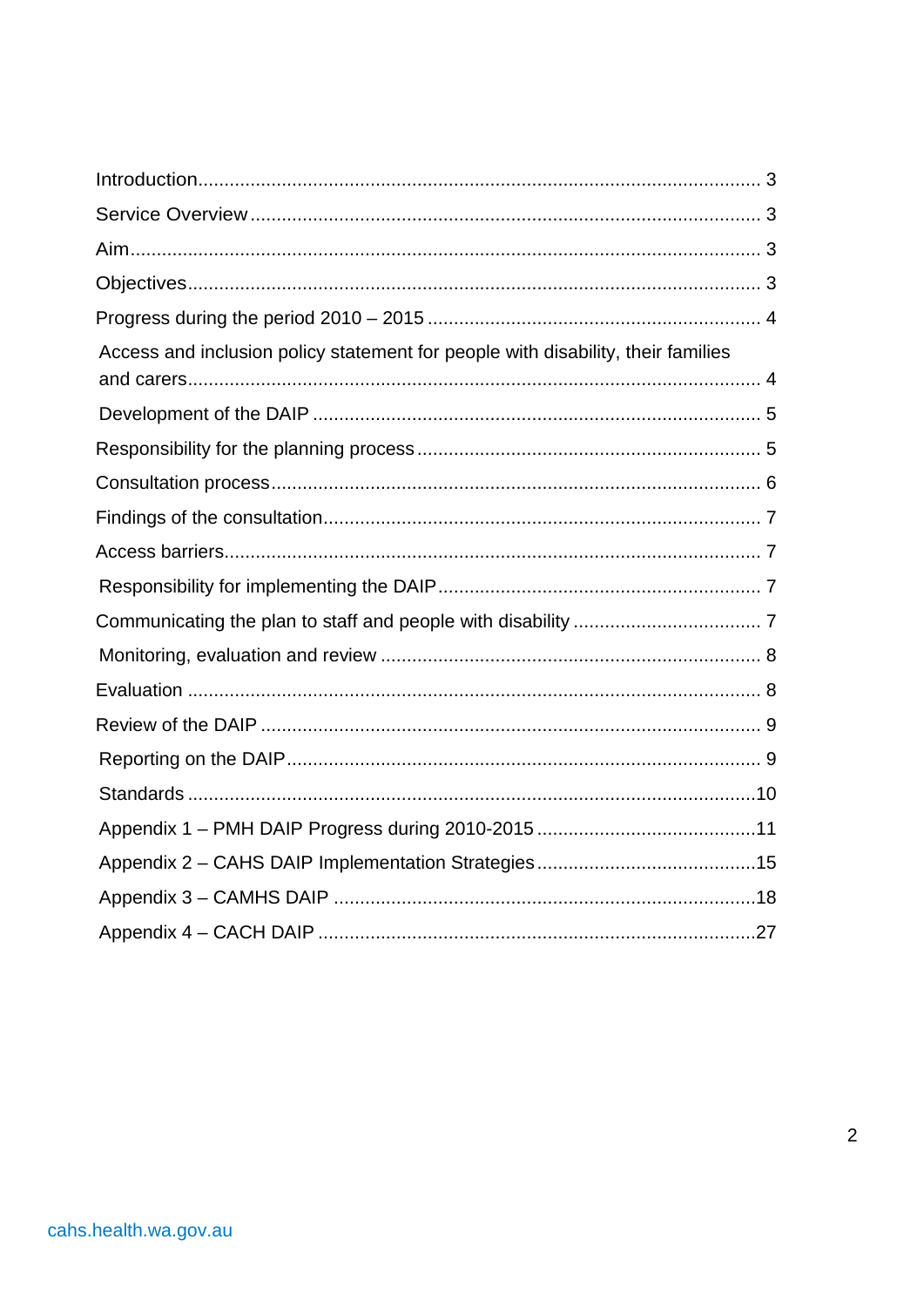Introduction ........................................................................................................ 3

Service Overview ................................................................................................ 3

Aim ...................................................................................................................... 3

Objectives ........................................................................................................... 3

Progress during the period 2010 – 2015 ............................................................ 4

Access and inclusion policy statement for people with disability, their families and carers ........................................................................................................... 4

Development of the DAIP .................................................................................... 5

Responsibility for the planning process ............................................................... 5

Consultation process ........................................................................................... 6

Findings of the consultation ................................................................................. 7

Access barriers .................................................................................................... 7

Responsibility for implementing the DAIP ........................................................... 7

Communicating the plan to staff and people with disability ................................. 7

Monitoring, evaluation and review ....................................................................... 8

Evaluation ........................................................................................................... 8

Review of the DAIP ............................................................................................. 9

Reporting on the DAIP ......................................................................................... 9

Standards ........................................................................................................... 10

Appendix 1 – PMH DAIP Progress during 2010-2015 ........................................ 11

Appendix 2 – CAHS DAIP Implementation Strategies ........................................ 15

Appendix 3 – CAMHS DAIP ............................................................................... 18

Appendix 4 – CACH DAIP .................................................................................. 27

cahs.health.wa.gov.au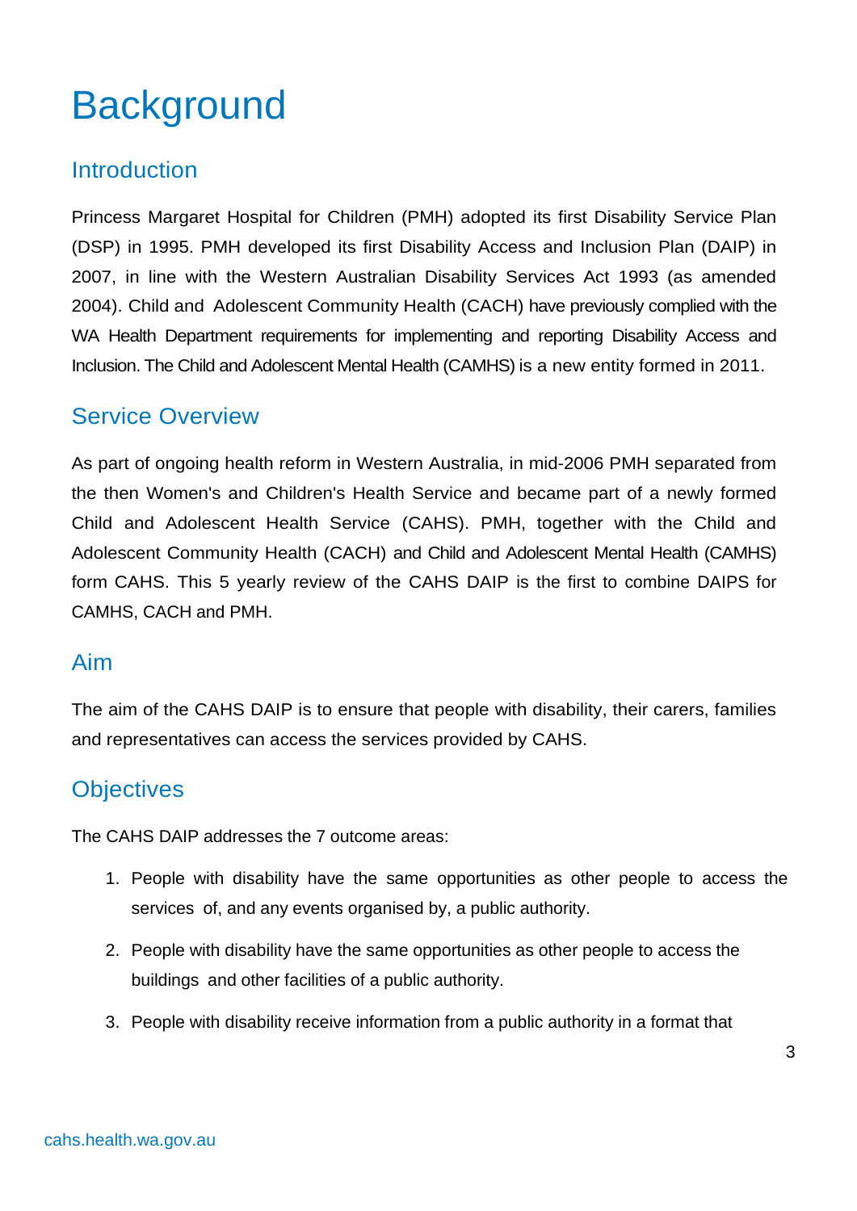# Background

## Introduction

Princess Margaret Hospital for Children (PMH) adopted its first Disability Service Plan (DSP) in 1995. PMH developed its first Disability Access and Inclusion Plan (DAIP) in 2007, in line with the Western Australian Disability Services Act 1993 (as amended 2004). Child and Adolescent Community Health (CACH) have previously complied with the WA Health Department requirements for implementing and reporting Disability Access and Inclusion. The Child and Adolescent Mental Health (CAMHS) is a new entity formed in 2011.

## Service Overview

As part of ongoing health reform in Western Australia, in mid-2006 PMH separated from the then Women's and Children's Health Service and became part of a newly formed Child and Adolescent Health Service (CAHS). PMH, together with the Child and Adolescent Community Health (CACH) and Child and Adolescent Mental Health (CAMHS) form CAHS. This 5 yearly review of the CAHS DAIP is the first to combine DAIPS for CAMHS, CACH and PMH.

## Aim

The aim of the CAHS DAIP is to ensure that people with disability, their carers, families and representatives can access the services provided by CAHS.

## Objectives

The CAHS DAIP addresses the 7 outcome areas:

1. People with disability have the same opportunities as other people to access the services of, and any events organised by, a public authority.
2. People with disability have the same opportunities as other people to access the buildings and other facilities of a public authority.
3. People with disability receive information from a public authority in a format that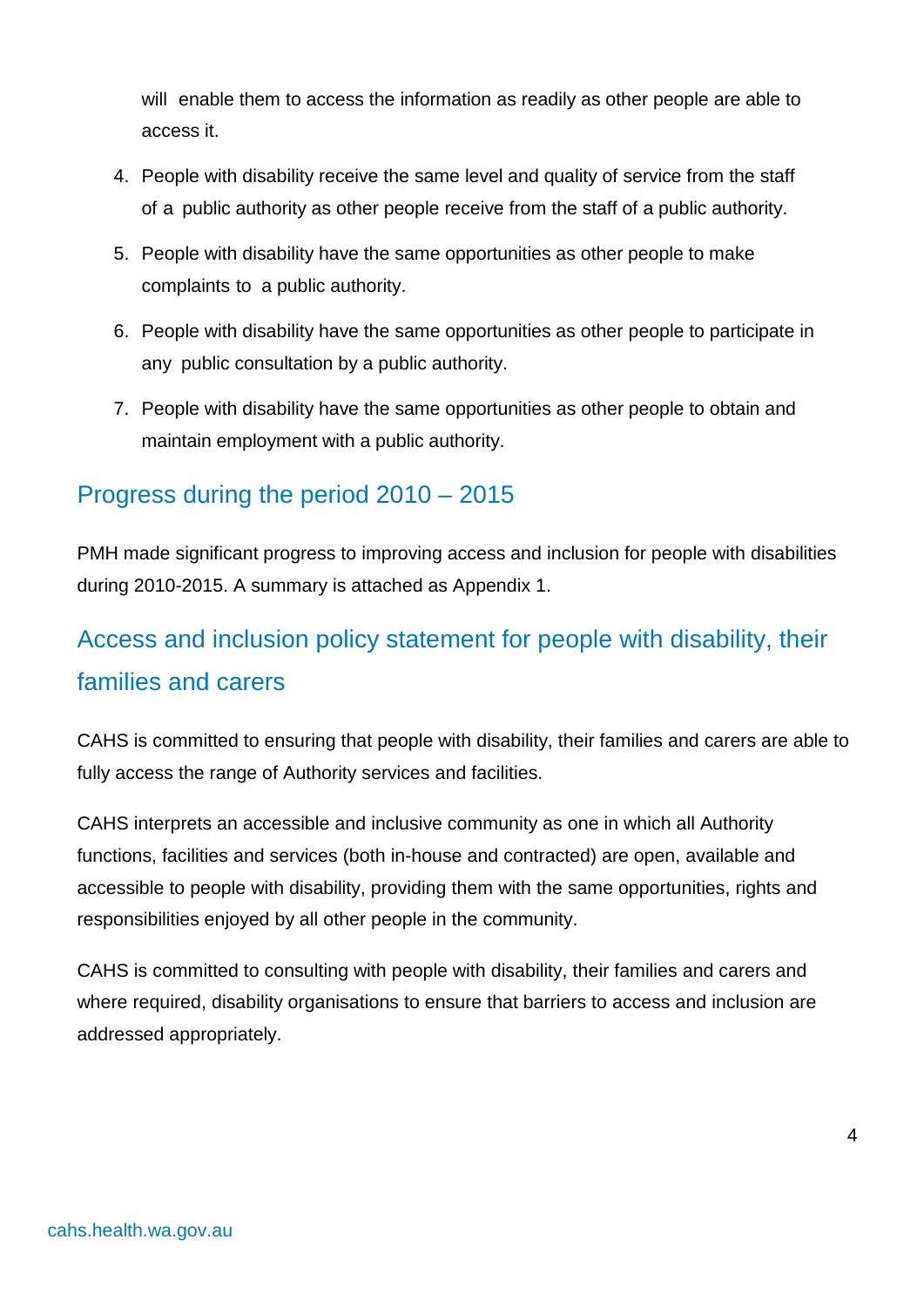will enable them to access the information as readily as other people are able to access it.

4. People with disability receive the same level and quality of service from the staff of a public authority as other people receive from the staff of a public authority.
5. People with disability have the same opportunities as other people to make complaints to a public authority.
6. People with disability have the same opportunities as other people to participate in any public consultation by a public authority.
7. People with disability have the same opportunities as other people to obtain and maintain employment with a public authority.

## Progress during the period 2010 – 2015

PMH made significant progress to improving access and inclusion for people with disabilities during 2010-2015. A summary is attached as Appendix 1.

## Access and inclusion policy statement for people with disability, their families and carers

CAHS is committed to ensuring that people with disability, their families and carers are able to fully access the range of Authority services and facilities.

CAHS interprets an accessible and inclusive community as one in which all Authority functions, facilities and services (both in-house and contracted) are open, available and accessible to people with disability, providing them with the same opportunities, rights and responsibilities enjoyed by all other people in the community.

CAHS is committed to consulting with people with disability, their families and carers and where required, disability organisations to ensure that barriers to access and inclusion are addressed appropriately.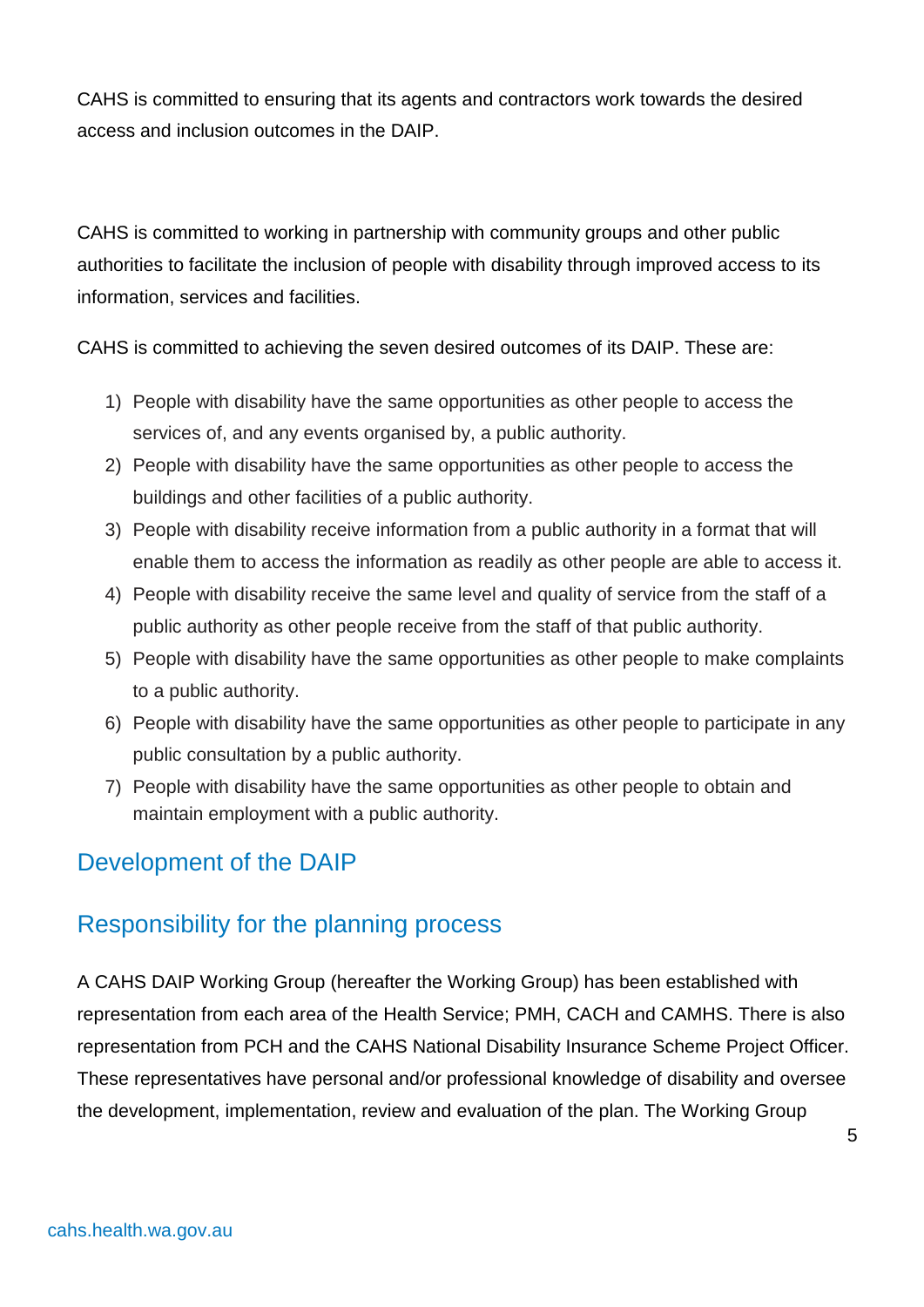CAHS is committed to ensuring that its agents and contractors work towards the desired access and inclusion outcomes in the DAIP.

CAHS is committed to working in partnership with community groups and other public authorities to facilitate the inclusion of people with disability through improved access to its information, services and facilities.

CAHS is committed to achieving the seven desired outcomes of its DAIP. These are:

1) People with disability have the same opportunities as other people to access the services of, and any events organised by, a public authority.
2) People with disability have the same opportunities as other people to access the buildings and other facilities of a public authority.
3) People with disability receive information from a public authority in a format that will enable them to access the information as readily as other people are able to access it.
4) People with disability receive the same level and quality of service from the staff of a public authority as other people receive from the staff of that public authority.
5) People with disability have the same opportunities as other people to make complaints to a public authority.
6) People with disability have the same opportunities as other people to participate in any public consultation by a public authority.
7) People with disability have the same opportunities as other people to obtain and maintain employment with a public authority.

## Development of the DAIP

## Responsibility for the planning process

A CAHS DAIP Working Group (hereafter the Working Group) has been established with representation from each area of the Health Service; PMH, CACH and CAMHS. There is also representation from PCH and the CAHS National Disability Insurance Scheme Project Officer. These representatives have personal and/or professional knowledge of disability and oversee the development, implementation, review and evaluation of the plan. The Working Group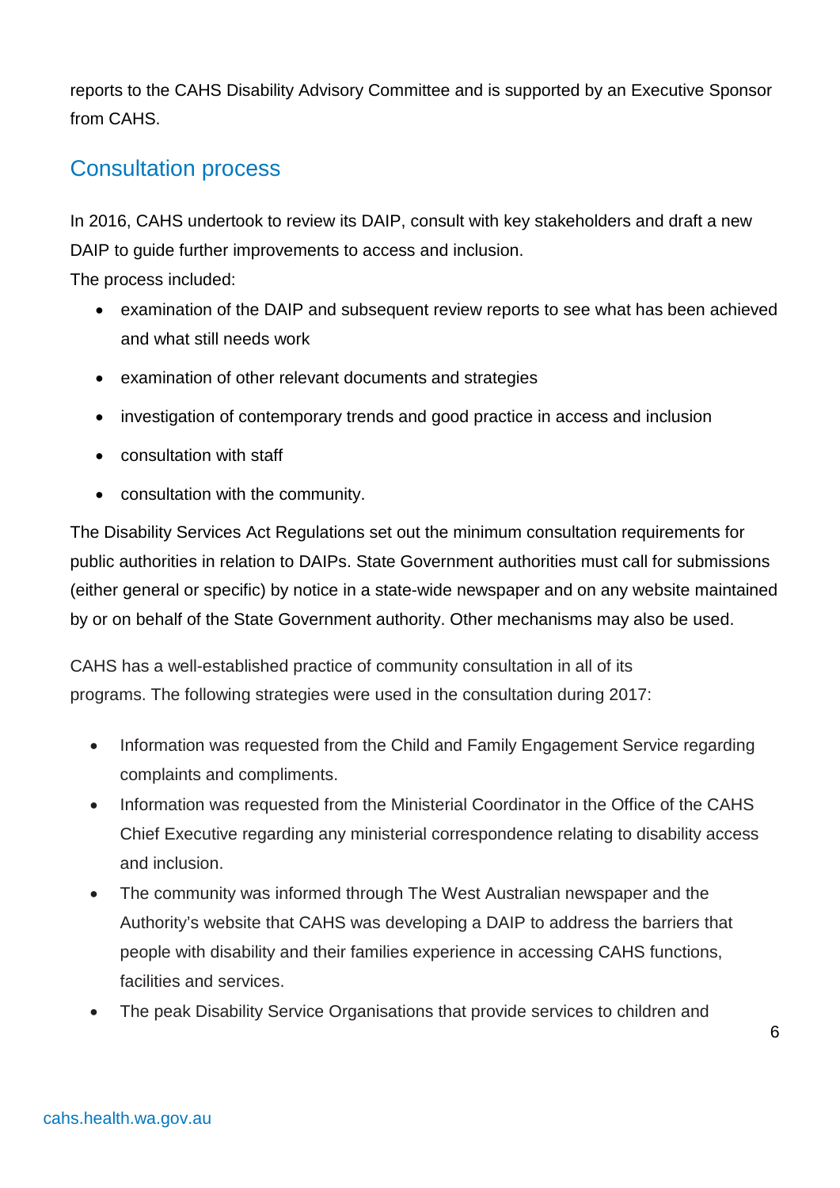reports to the CAHS Disability Advisory Committee and is supported by an Executive Sponsor from CAHS.

## Consultation process

In 2016, CAHS undertook to review its DAIP, consult with key stakeholders and draft a new DAIP to guide further improvements to access and inclusion.

The process included:

- examination of the DAIP and subsequent review reports to see what has been achieved and what still needs work
- examination of other relevant documents and strategies
- investigation of contemporary trends and good practice in access and inclusion
- consultation with staff
- consultation with the community.

The Disability Services Act Regulations set out the minimum consultation requirements for public authorities in relation to DAIPs. State Government authorities must call for submissions (either general or specific) by notice in a state-wide newspaper and on any website maintained by or on behalf of the State Government authority. Other mechanisms may also be used.

CAHS has a well-established practice of community consultation in all of its programs. The following strategies were used in the consultation during 2017:

- Information was requested from the Child and Family Engagement Service regarding complaints and compliments.
- Information was requested from the Ministerial Coordinator in the Office of the CAHS Chief Executive regarding any ministerial correspondence relating to disability access and inclusion.
- The community was informed through The West Australian newspaper and the Authority's website that CAHS was developing a DAIP to address the barriers that people with disability and their families experience in accessing CAHS functions, facilities and services.
- The peak Disability Service Organisations that provide services to children and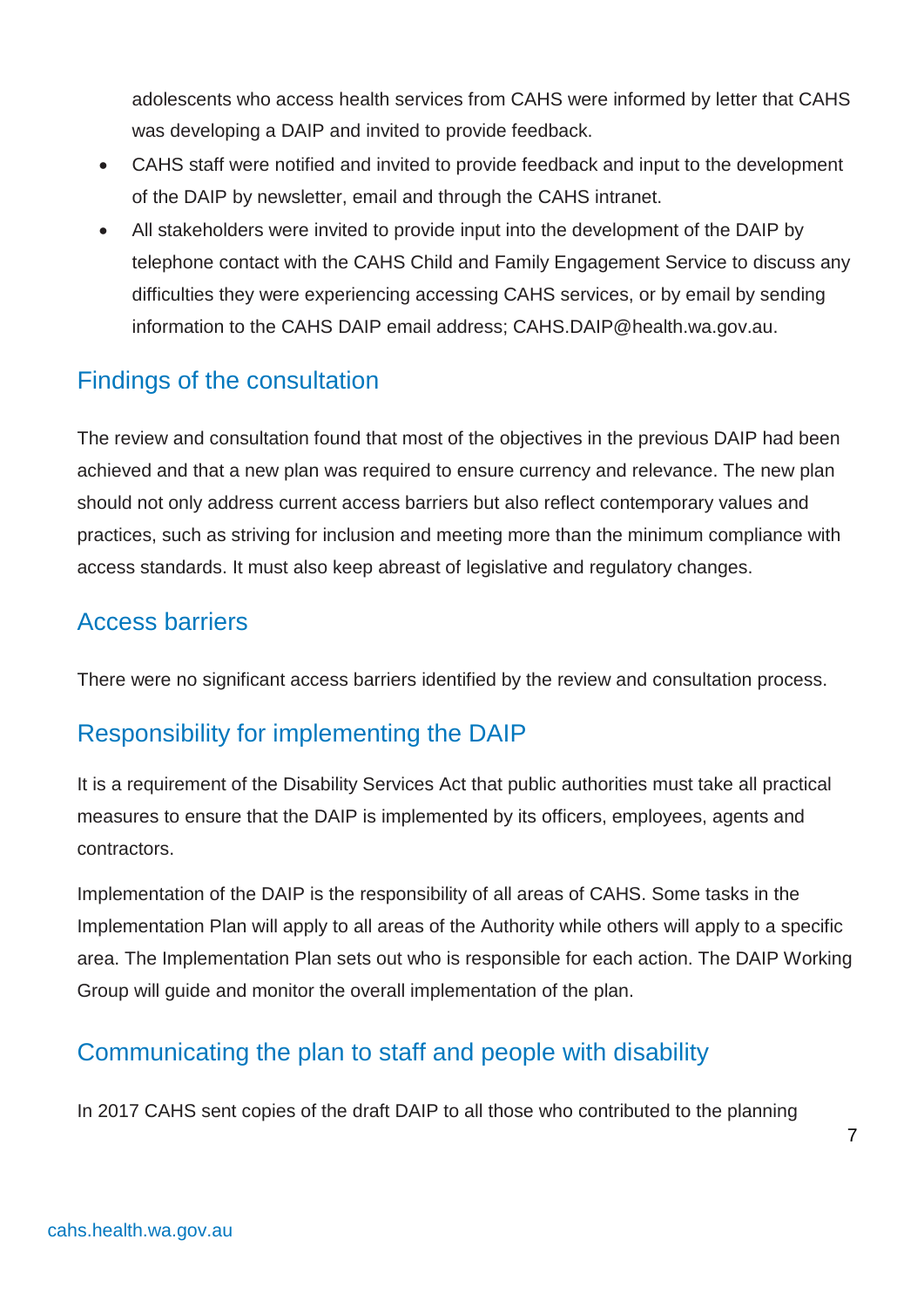adolescents who access health services from CAHS were informed by letter that CAHS was developing a DAIP and invited to provide feedback.

- CAHS staff were notified and invited to provide feedback and input to the development of the DAIP by newsletter, email and through the CAHS intranet.
- All stakeholders were invited to provide input into the development of the DAIP by telephone contact with the CAHS Child and Family Engagement Service to discuss any difficulties they were experiencing accessing CAHS services, or by email by sending information to the CAHS DAIP email address; CAHS.DAIP@health.wa.gov.au.

## Findings of the consultation

The review and consultation found that most of the objectives in the previous DAIP had been achieved and that a new plan was required to ensure currency and relevance. The new plan should not only address current access barriers but also reflect contemporary values and practices, such as striving for inclusion and meeting more than the minimum compliance with access standards. It must also keep abreast of legislative and regulatory changes.

## Access barriers

There were no significant access barriers identified by the review and consultation process.

## Responsibility for implementing the DAIP

It is a requirement of the Disability Services Act that public authorities must take all practical measures to ensure that the DAIP is implemented by its officers, employees, agents and contractors.

Implementation of the DAIP is the responsibility of all areas of CAHS. Some tasks in the Implementation Plan will apply to all areas of the Authority while others will apply to a specific area. The Implementation Plan sets out who is responsible for each action. The DAIP Working Group will guide and monitor the overall implementation of the plan.

## Communicating the plan to staff and people with disability

In 2017 CAHS sent copies of the draft DAIP to all those who contributed to the planning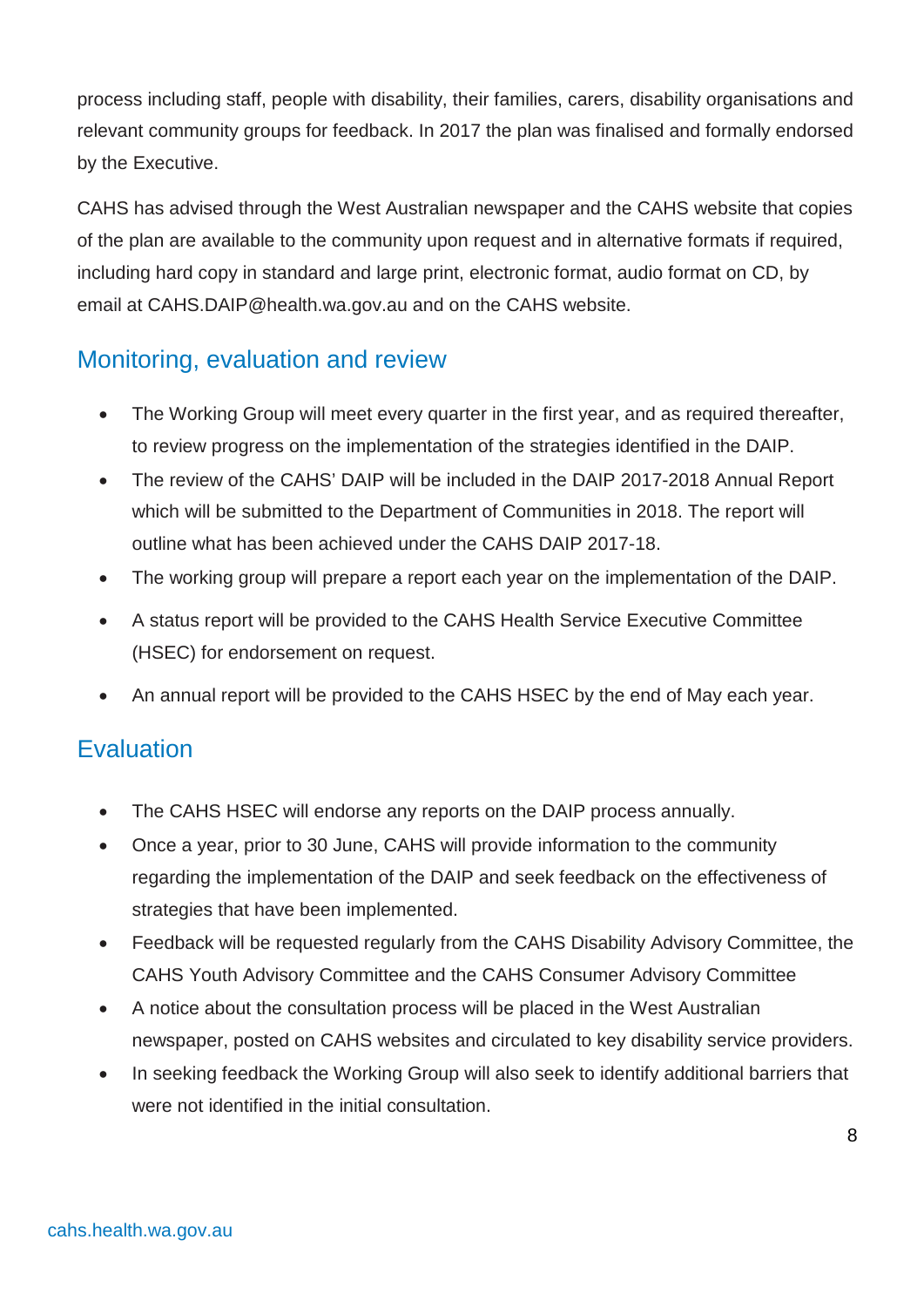process including staff, people with disability, their families, carers, disability organisations and relevant community groups for feedback. In 2017 the plan was finalised and formally endorsed by the Executive.

CAHS has advised through the West Australian newspaper and the CAHS website that copies of the plan are available to the community upon request and in alternative formats if required, including hard copy in standard and large print, electronic format, audio format on CD, by email at CAHS.DAIP@health.wa.gov.au and on the CAHS website.

## Monitoring, evaluation and review

- The Working Group will meet every quarter in the first year, and as required thereafter, to review progress on the implementation of the strategies identified in the DAIP.
- The review of the CAHS' DAIP will be included in the DAIP 2017-2018 Annual Report which will be submitted to the Department of Communities in 2018. The report will outline what has been achieved under the CAHS DAIP 2017-18.
- The working group will prepare a report each year on the implementation of the DAIP.
- A status report will be provided to the CAHS Health Service Executive Committee (HSEC) for endorsement on request.
- An annual report will be provided to the CAHS HSEC by the end of May each year.

## Evaluation

- The CAHS HSEC will endorse any reports on the DAIP process annually.
- Once a year, prior to 30 June, CAHS will provide information to the community regarding the implementation of the DAIP and seek feedback on the effectiveness of strategies that have been implemented.
- Feedback will be requested regularly from the CAHS Disability Advisory Committee, the CAHS Youth Advisory Committee and the CAHS Consumer Advisory Committee
- A notice about the consultation process will be placed in the West Australian newspaper, posted on CAHS websites and circulated to key disability service providers.
- In seeking feedback the Working Group will also seek to identify additional barriers that were not identified in the initial consultation.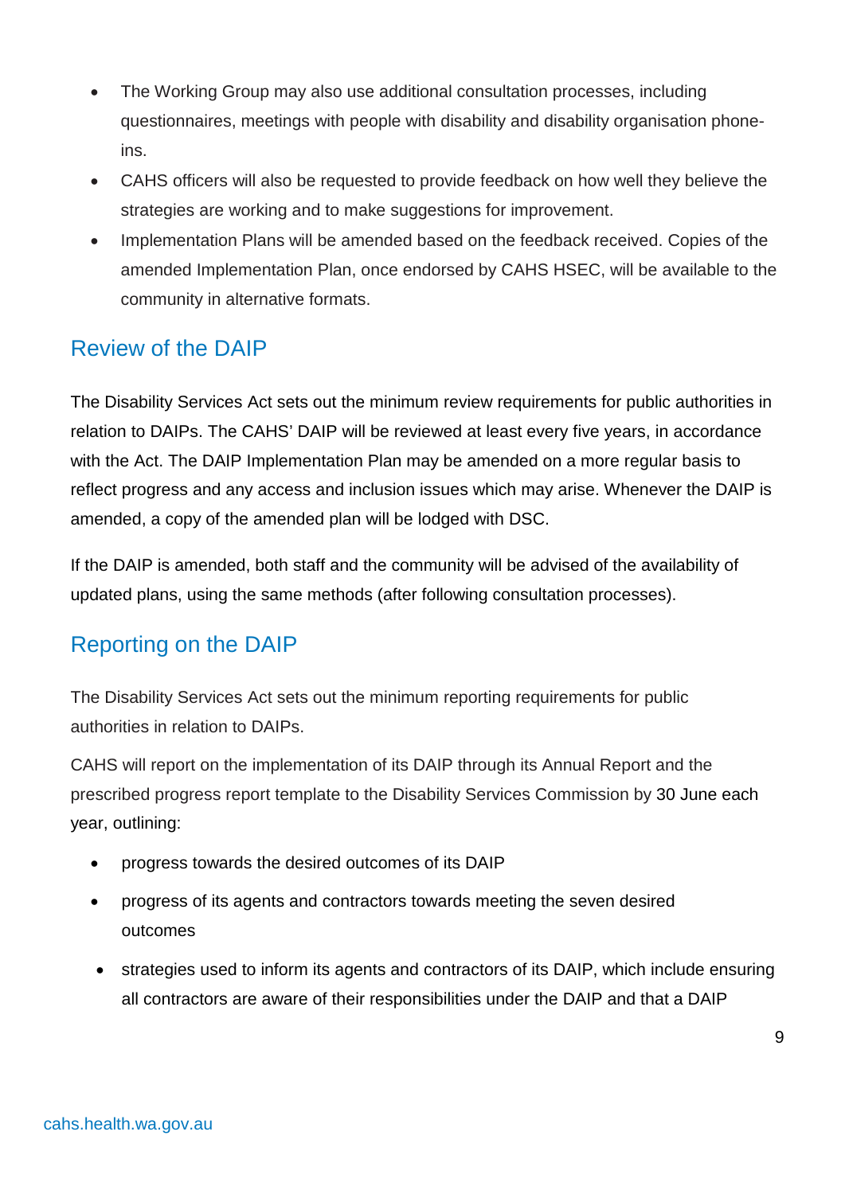- The Working Group may also use additional consultation processes, including questionnaires, meetings with people with disability and disability organisation phone-ins.
- CAHS officers will also be requested to provide feedback on how well they believe the strategies are working and to make suggestions for improvement.
- Implementation Plans will be amended based on the feedback received. Copies of the amended Implementation Plan, once endorsed by CAHS HSEC, will be available to the community in alternative formats.

## Review of the DAIP

The Disability Services Act sets out the minimum review requirements for public authorities in relation to DAIPs. The CAHS' DAIP will be reviewed at least every five years, in accordance with the Act. The DAIP Implementation Plan may be amended on a more regular basis to reflect progress and any access and inclusion issues which may arise. Whenever the DAIP is amended, a copy of the amended plan will be lodged with DSC.

If the DAIP is amended, both staff and the community will be advised of the availability of updated plans, using the same methods (after following consultation processes).

## Reporting on the DAIP

The Disability Services Act sets out the minimum reporting requirements for public authorities in relation to DAIPs.

CAHS will report on the implementation of its DAIP through its Annual Report and the prescribed progress report template to the Disability Services Commission by 30 June each year, outlining:

- progress towards the desired outcomes of its DAIP
- progress of its agents and contractors towards meeting the seven desired outcomes
- strategies used to inform its agents and contractors of its DAIP, which include ensuring all contractors are aware of their responsibilities under the DAIP and that a DAIP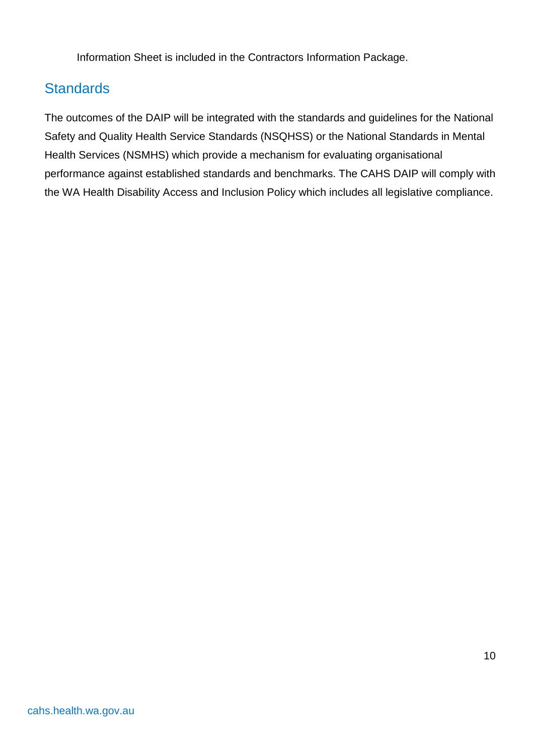Information Sheet is included in the Contractors Information Package.

## Standards

The outcomes of the DAIP will be integrated with the standards and guidelines for the National Safety and Quality Health Service Standards (NSQHSS) or the National Standards in Mental Health Services (NSMHS) which provide a mechanism for evaluating organisational performance against established standards and benchmarks. The CAHS DAIP will comply with the WA Health Disability Access and Inclusion Policy which includes all legislative compliance.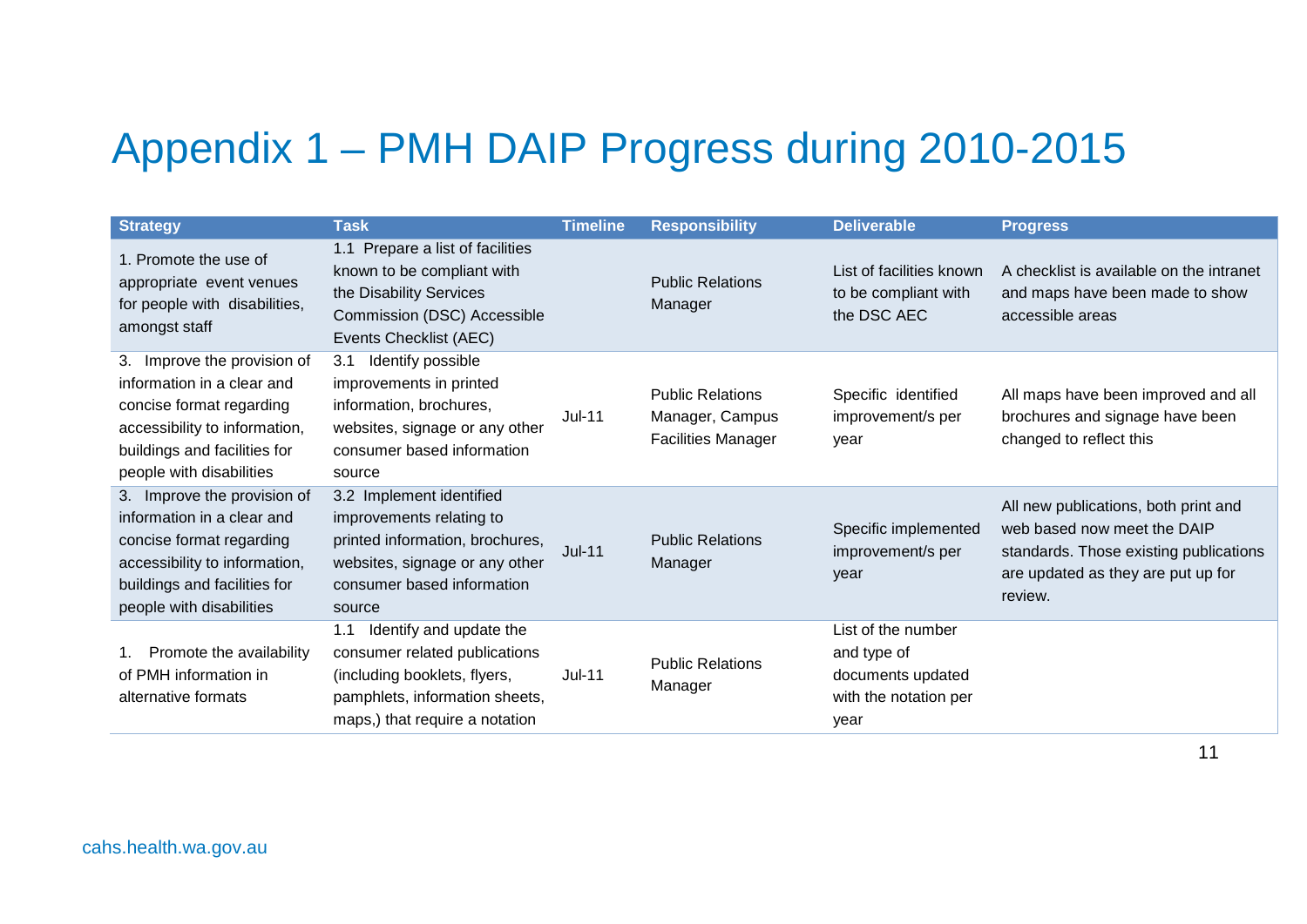# Appendix 1 – PMH DAIP Progress during 2010-2015

| Strategy | Task | Timeline | Responsibility | Deliverable | Progress |
|---|---|---|---|---|---|
| 1. Promote the use of appropriate event venues for people with disabilities, amongst staff | 1.1 Prepare a list of facilities known to be compliant with the Disability Services Commission (DSC) Accessible Events Checklist (AEC) | | Public Relations Manager | List of facilities known to be compliant with the DSC AEC | A checklist is available on the intranet and maps have been made to show accessible areas |
| 3. Improve the provision of information in a clear and concise format regarding accessibility to information, buildings and facilities for people with disabilities | 3.1 Identify possible improvements in printed information, brochures, websites, signage or any other consumer based information source | Jul-11 | Public Relations Manager, Campus Facilities Manager | Specific identified improvement/s per year | All maps have been improved and all brochures and signage have been changed to reflect this |
| 3. Improve the provision of information in a clear and concise format regarding accessibility to information, buildings and facilities for people with disabilities | 3.2 Implement identified improvements relating to printed information, brochures, websites, signage or any other consumer based information source | Jul-11 | Public Relations Manager | Specific implemented improvement/s per year | All new publications, both print and web based now meet the DAIP standards. Those existing publications are updated as they are put up for review. |
| 1. Promote the availability of PMH information in alternative formats | 1.1 Identify and update the consumer related publications (including booklets, flyers, pamphlets, information sheets, maps,) that require a notation | Jul-11 | Public Relations Manager | List of the number and type of documents updated with the notation per year | |

cahs.health.wa.gov.au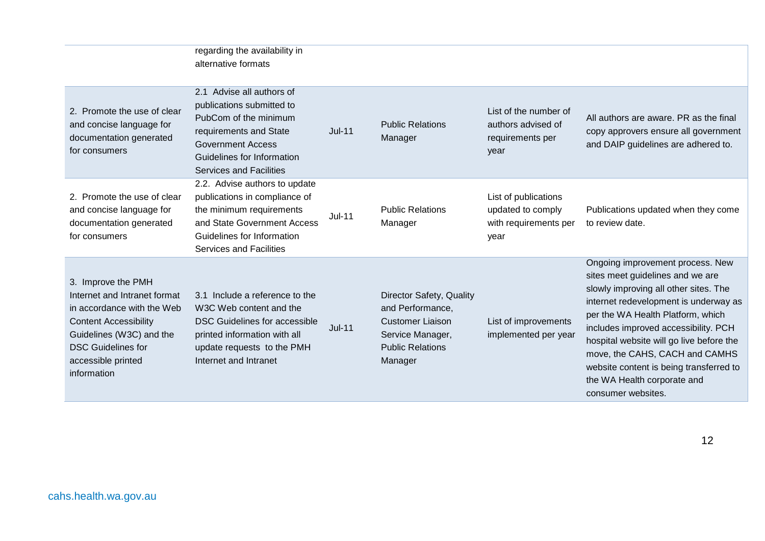| | | | | | |
|---|---|---|---|---|---|
| | regarding the availability in alternative formats | | | | |
| 2. Promote the use of clear and concise language for documentation generated for consumers | 2.1 Advise all authors of publications submitted to PubCom of the minimum requirements and State Government Access Guidelines for Information Services and Facilities | Jul-11 | Public Relations Manager | List of the number of authors advised of requirements per year | All authors are aware. PR as the final copy approvers ensure all government and DAIP guidelines are adhered to. |
| 2. Promote the use of clear and concise language for documentation generated for consumers | 2.2. Advise authors to update publications in compliance of the minimum requirements and State Government Access Guidelines for Information Services and Facilities | Jul-11 | Public Relations Manager | List of publications updated to comply with requirements per year | Publications updated when they come to review date. |
| 3. Improve the PMH Internet and Intranet format in accordance with the Web Content Accessibility Guidelines (W3C) and the DSC Guidelines for accessible printed information | 3.1 Include a reference to the W3C Web content and the DSC Guidelines for accessible printed information with all update requests to the PMH Internet and Intranet | Jul-11 | Director Safety, Quality and Performance, Customer Liaison Service Manager, Public Relations Manager | List of improvements implemented per year | Ongoing improvement process. New sites meet guidelines and we are slowly improving all other sites. The internet redevelopment is underway as per the WA Health Platform, which includes improved accessibility. PCH hospital website will go live before the move, the CAHS, CACH and CAMHS website content is being transferred to the WA Health corporate and consumer websites. |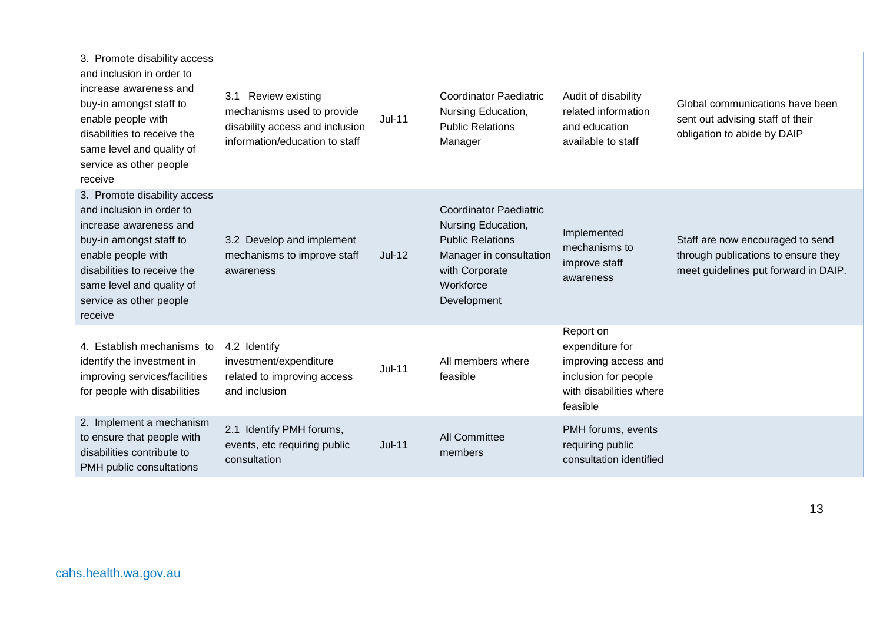| | | | | | |
|---|---|---|---|---|---|
| 3. Promote disability access and inclusion in order to increase awareness and buy-in amongst staff to enable people with disabilities to receive the same level and quality of service as other people receive | 3.1 Review existing mechanisms used to provide disability access and inclusion information/education to staff | Jul-11 | Coordinator Paediatric Nursing Education, Public Relations Manager | Audit of disability related information and education available to staff | Global communications have been sent out advising staff of their obligation to abide by DAIP |
| 3. Promote disability access and inclusion in order to increase awareness and buy-in amongst staff to enable people with disabilities to receive the same level and quality of service as other people receive | 3.2 Develop and implement mechanisms to improve staff awareness | Jul-12 | Coordinator Paediatric Nursing Education, Public Relations Manager in consultation with Corporate Workforce Development | Implemented mechanisms to improve staff awareness | Staff are now encouraged to send through publications to ensure they meet guidelines put forward in DAIP. |
| 4. Establish mechanisms to identify the investment in improving services/facilities for people with disabilities | 4.2 Identify investment/expenditure related to improving access and inclusion | Jul-11 | All members where feasible | Report on expenditure for improving access and inclusion for people with disabilities where feasible | |
| 2. Implement a mechanism to ensure that people with disabilities contribute to PMH public consultations | 2.1 Identify PMH forums, events, etc requiring public consultation | Jul-11 | All Committee members | PMH forums, events requiring public consultation identified | |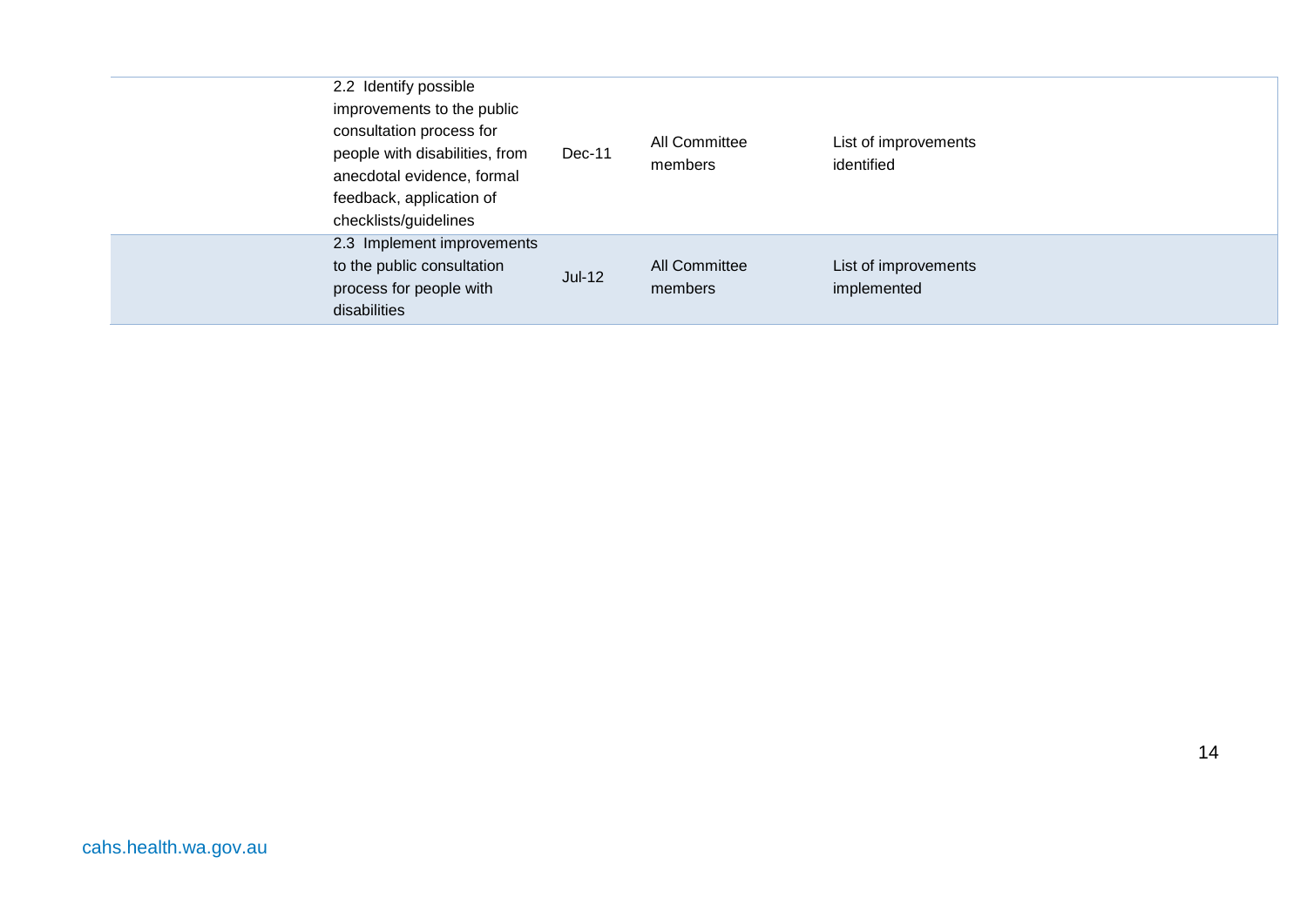| | | | | |
|---|---|---|---|---|
| | 2.2 Identify possible improvements to the public consultation process for people with disabilities, from anecdotal evidence, formal feedback, application of checklists/guidelines | Dec-11 | All Committee members | List of improvements identified |
| | 2.3 Implement improvements to the public consultation process for people with disabilities | Jul-12 | All Committee members | List of improvements implemented |

cahs.health.wa.gov.au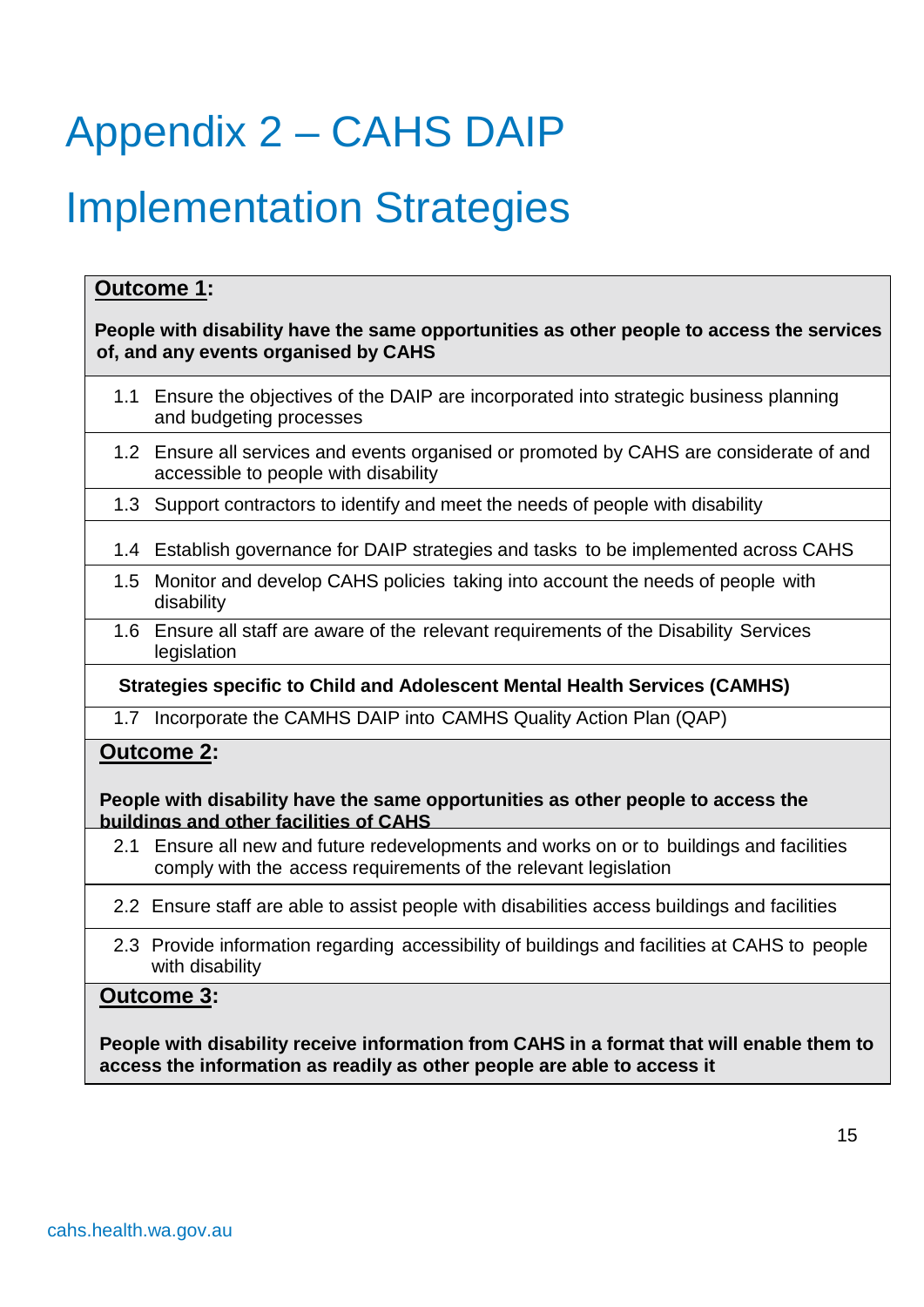# Appendix 2 – CAHS DAIP Implementation Strategies

| **Outcome 1:** People with disability have the same opportunities as other people to access the services of, and any events organised by CAHS |
|---|
| 1.1 Ensure the objectives of the DAIP are incorporated into strategic business planning and budgeting processes |
| 1.2 Ensure all services and events organised or promoted by CAHS are considerate of and accessible to people with disability |
| 1.3 Support contractors to identify and meet the needs of people with disability |
| 1.4 Establish governance for DAIP strategies and tasks to be implemented across CAHS |
| 1.5 Monitor and develop CAHS policies taking into account the needs of people with disability |
| 1.6 Ensure all staff are aware of the relevant requirements of the Disability Services legislation |
| **Strategies specific to Child and Adolescent Mental Health Services (CAMHS)** |
| 1.7 Incorporate the CAMHS DAIP into CAMHS Quality Action Plan (QAP) |
| **Outcome 2:** People with disability have the same opportunities as other people to access the buildings and other facilities of CAHS |
| 2.1 Ensure all new and future redevelopments and works on or to buildings and facilities comply with the access requirements of the relevant legislation |
| 2.2 Ensure staff are able to assist people with disabilities access buildings and facilities |
| 2.3 Provide information regarding accessibility of buildings and facilities at CAHS to people with disability |
| **Outcome 3:** People with disability receive information from CAHS in a format that will enable them to access the information as readily as other people are able to access it |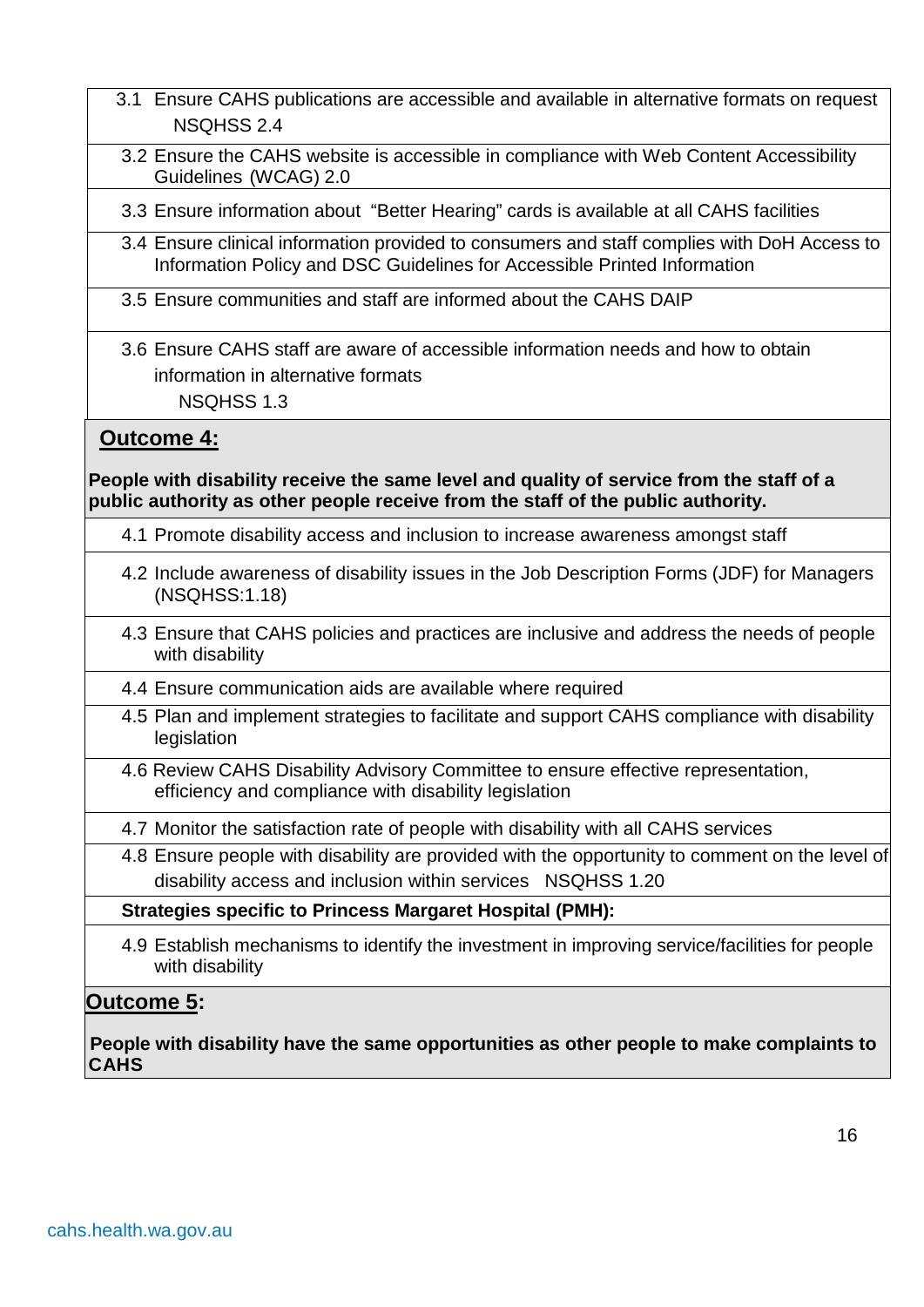| |
|---|
| 3.1 Ensure CAHS publications are accessible and available in alternative formats on request NSQHSS 2.4 |
| 3.2 Ensure the CAHS website is accessible in compliance with Web Content Accessibility Guidelines (WCAG) 2.0 |
| 3.3 Ensure information about "Better Hearing" cards is available at all CAHS facilities |
| 3.4 Ensure clinical information provided to consumers and staff complies with DoH Access to Information Policy and DSC Guidelines for Accessible Printed Information |
| 3.5 Ensure communities and staff are informed about the CAHS DAIP |
| 3.6 Ensure CAHS staff are aware of accessible information needs and how to obtain information in alternative formats NSQHSS 1.3 |
| **Outcome 4:** **People with disability receive the same level and quality of service from the staff of a public authority as other people receive from the staff of the public authority.** |
| 4.1 Promote disability access and inclusion to increase awareness amongst staff |
| 4.2 Include awareness of disability issues in the Job Description Forms (JDF) for Managers (NSQHSS:1.18) |
| 4.3 Ensure that CAHS policies and practices are inclusive and address the needs of people with disability |
| 4.4 Ensure communication aids are available where required |
| 4.5 Plan and implement strategies to facilitate and support CAHS compliance with disability legislation |
| 4.6 Review CAHS Disability Advisory Committee to ensure effective representation, efficiency and compliance with disability legislation |
| 4.7 Monitor the satisfaction rate of people with disability with all CAHS services |
| 4.8 Ensure people with disability are provided with the opportunity to comment on the level of disability access and inclusion within services NSQHSS 1.20 |
| **Strategies specific to Princess Margaret Hospital (PMH):** |
| 4.9 Establish mechanisms to identify the investment in improving service/facilities for people with disability |
| **Outcome 5:** **People with disability have the same opportunities as other people to make complaints to CAHS** |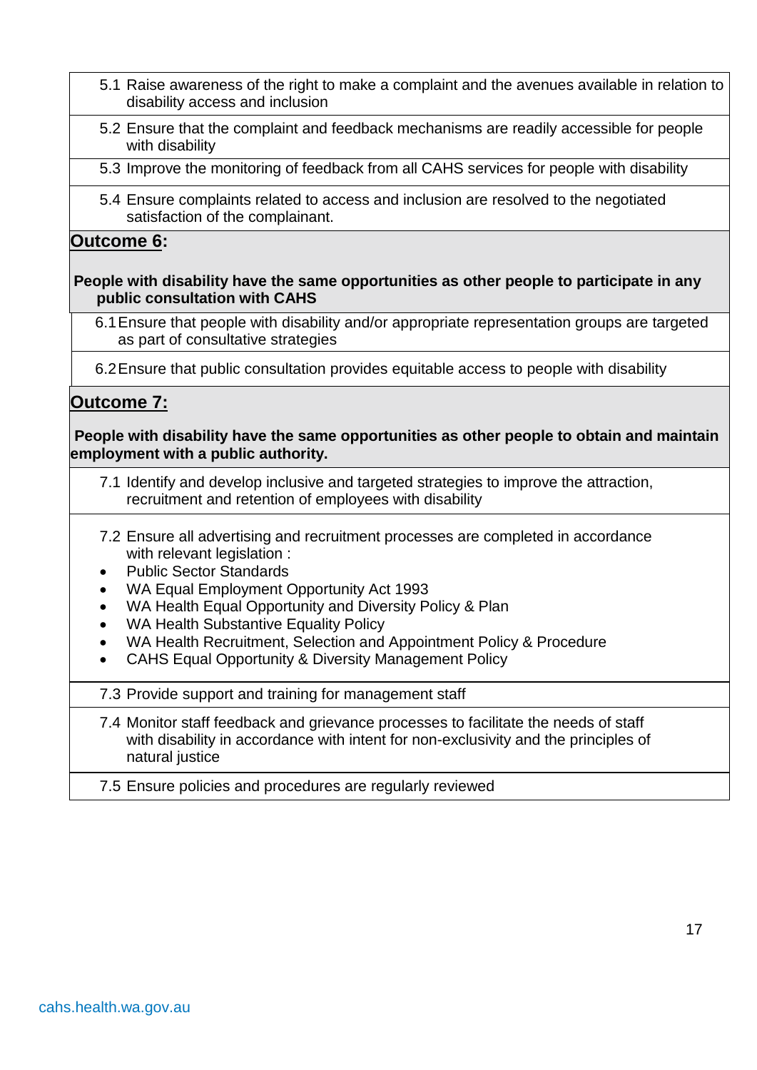5.1 Raise awareness of the right to make a complaint and the avenues available in relation to disability access and inclusion

5.2 Ensure that the complaint and feedback mechanisms are readily accessible for people with disability

5.3 Improve the monitoring of feedback from all CAHS services for people with disability

5.4 Ensure complaints related to access and inclusion are resolved to the negotiated satisfaction of the complainant.

## Outcome 6:

**People with disability have the same opportunities as other people to participate in any public consultation with CAHS**

6.1 Ensure that people with disability and/or appropriate representation groups are targeted as part of consultative strategies

6.2 Ensure that public consultation provides equitable access to people with disability

## Outcome 7:

**People with disability have the same opportunities as other people to obtain and maintain employment with a public authority.**

7.1 Identify and develop inclusive and targeted strategies to improve the attraction, recruitment and retention of employees with disability

7.2 Ensure all advertising and recruitment processes are completed in accordance with relevant legislation :

- Public Sector Standards
- WA Equal Employment Opportunity Act 1993
- WA Health Equal Opportunity and Diversity Policy & Plan
- WA Health Substantive Equality Policy
- WA Health Recruitment, Selection and Appointment Policy & Procedure
- CAHS Equal Opportunity & Diversity Management Policy

7.3 Provide support and training for management staff

7.4 Monitor staff feedback and grievance processes to facilitate the needs of staff with disability in accordance with intent for non-exclusivity and the principles of natural justice

7.5 Ensure policies and procedures are regularly reviewed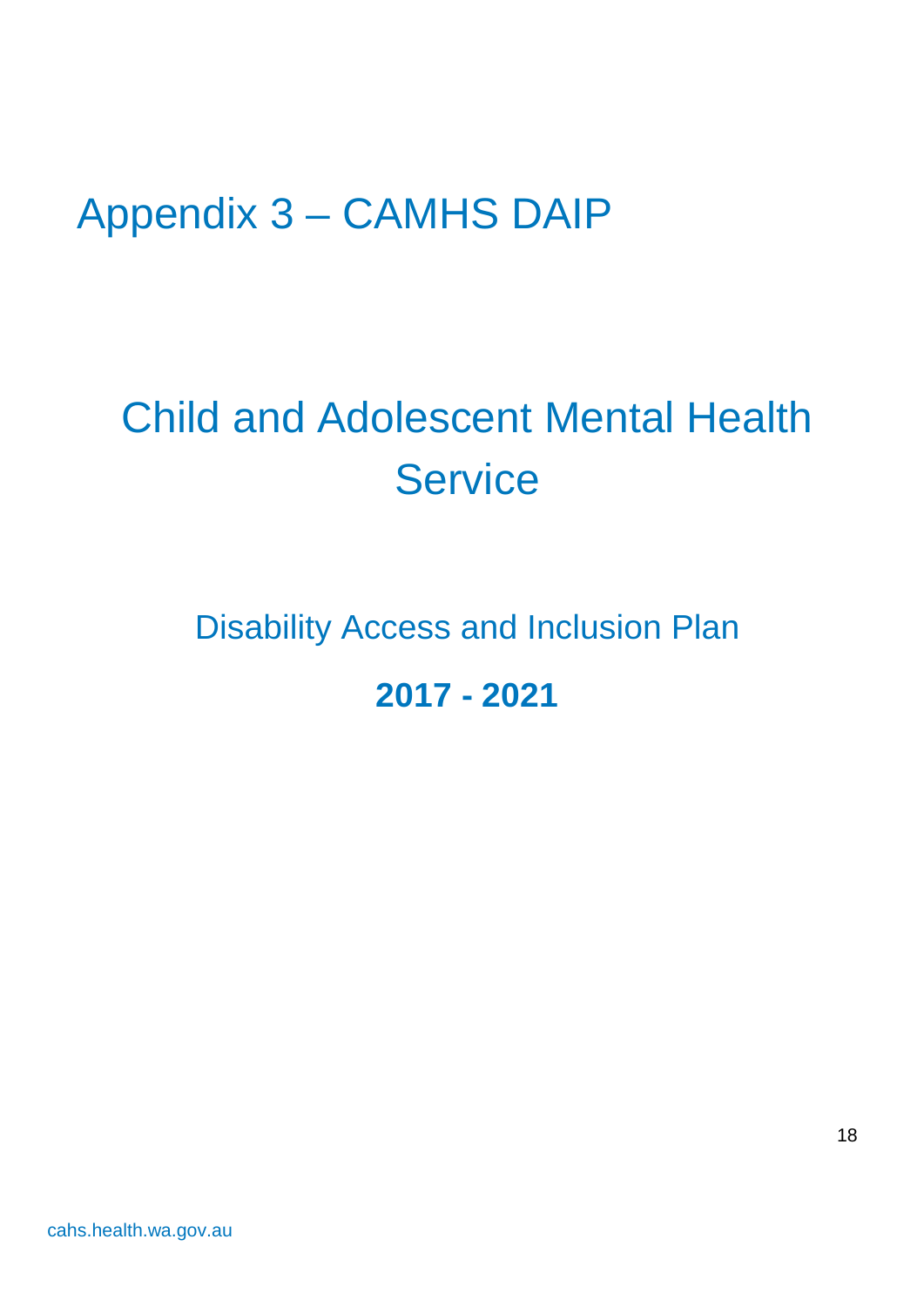# Appendix 3 – CAMHS DAIP

# Child and Adolescent Mental Health Service

## Disability Access and Inclusion Plan

**2017 - 2021**

cahs.health.wa.gov.au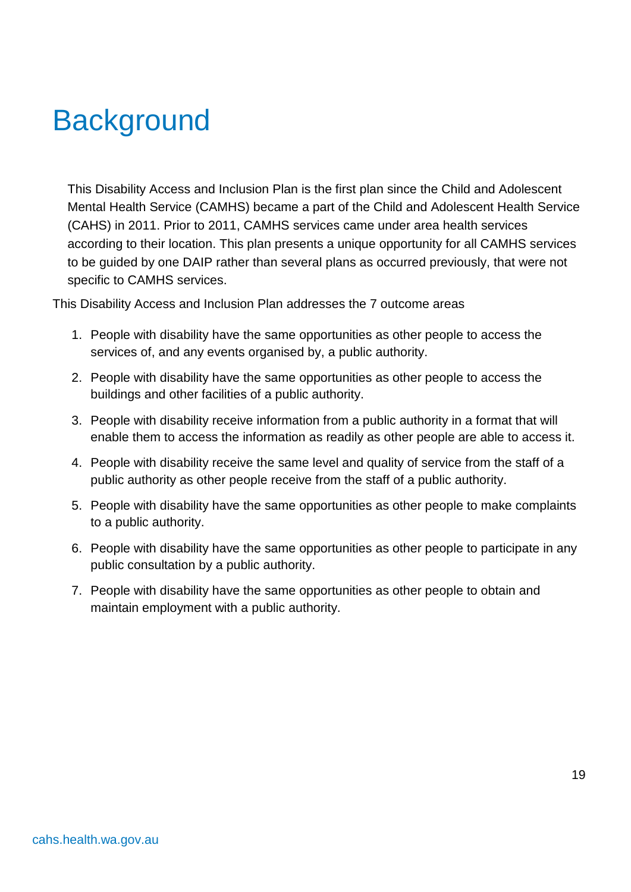# Background

This Disability Access and Inclusion Plan is the first plan since the Child and Adolescent Mental Health Service (CAMHS) became a part of the Child and Adolescent Health Service (CAHS) in 2011. Prior to 2011, CAMHS services came under area health services according to their location. This plan presents a unique opportunity for all CAMHS services to be guided by one DAIP rather than several plans as occurred previously, that were not specific to CAMHS services.

This Disability Access and Inclusion Plan addresses the 7 outcome areas

1. People with disability have the same opportunities as other people to access the services of, and any events organised by, a public authority.
2. People with disability have the same opportunities as other people to access the buildings and other facilities of a public authority.
3. People with disability receive information from a public authority in a format that will enable them to access the information as readily as other people are able to access it.
4. People with disability receive the same level and quality of service from the staff of a public authority as other people receive from the staff of a public authority.
5. People with disability have the same opportunities as other people to make complaints to a public authority.
6. People with disability have the same opportunities as other people to participate in any public consultation by a public authority.
7. People with disability have the same opportunities as other people to obtain and maintain employment with a public authority.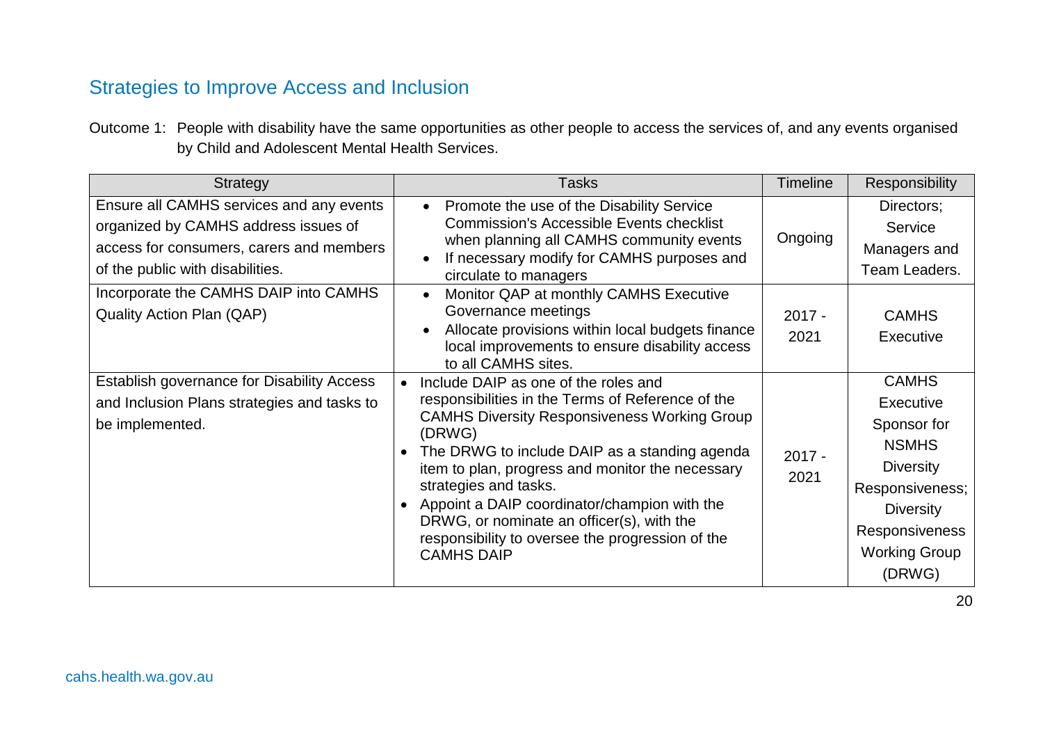## Strategies to Improve Access and Inclusion

Outcome 1: People with disability have the same opportunities as other people to access the services of, and any events organised by Child and Adolescent Mental Health Services.

| Strategy | Tasks | Timeline | Responsibility |
|---|---|---|---|
| Ensure all CAMHS services and any events organized by CAMHS address issues of access for consumers, carers and members of the public with disabilities. | • Promote the use of the Disability Service Commission's Accessible Events checklist when planning all CAMHS community events<br>• If necessary modify for CAMHS purposes and circulate to managers | Ongoing | Directors; Service Managers and Team Leaders. |
| Incorporate the CAMHS DAIP into CAMHS Quality Action Plan (QAP) | • Monitor QAP at monthly CAMHS Executive Governance meetings<br>• Allocate provisions within local budgets finance local improvements to ensure disability access to all CAMHS sites. | 2017 - 2021 | CAMHS Executive |
| Establish governance for Disability Access and Inclusion Plans strategies and tasks to be implemented. | • Include DAIP as one of the roles and responsibilities in the Terms of Reference of the CAMHS Diversity Responsiveness Working Group (DRWG)<br>• The DRWG to include DAIP as a standing agenda item to plan, progress and monitor the necessary strategies and tasks.<br>• Appoint a DAIP coordinator/champion with the DRWG, or nominate an officer(s), with the responsibility to oversee the progression of the CAMHS DAIP | 2017 - 2021 | CAMHS Executive Sponsor for NSMHS Diversity Responsiveness; Diversity Responsiveness Working Group (DRWG) |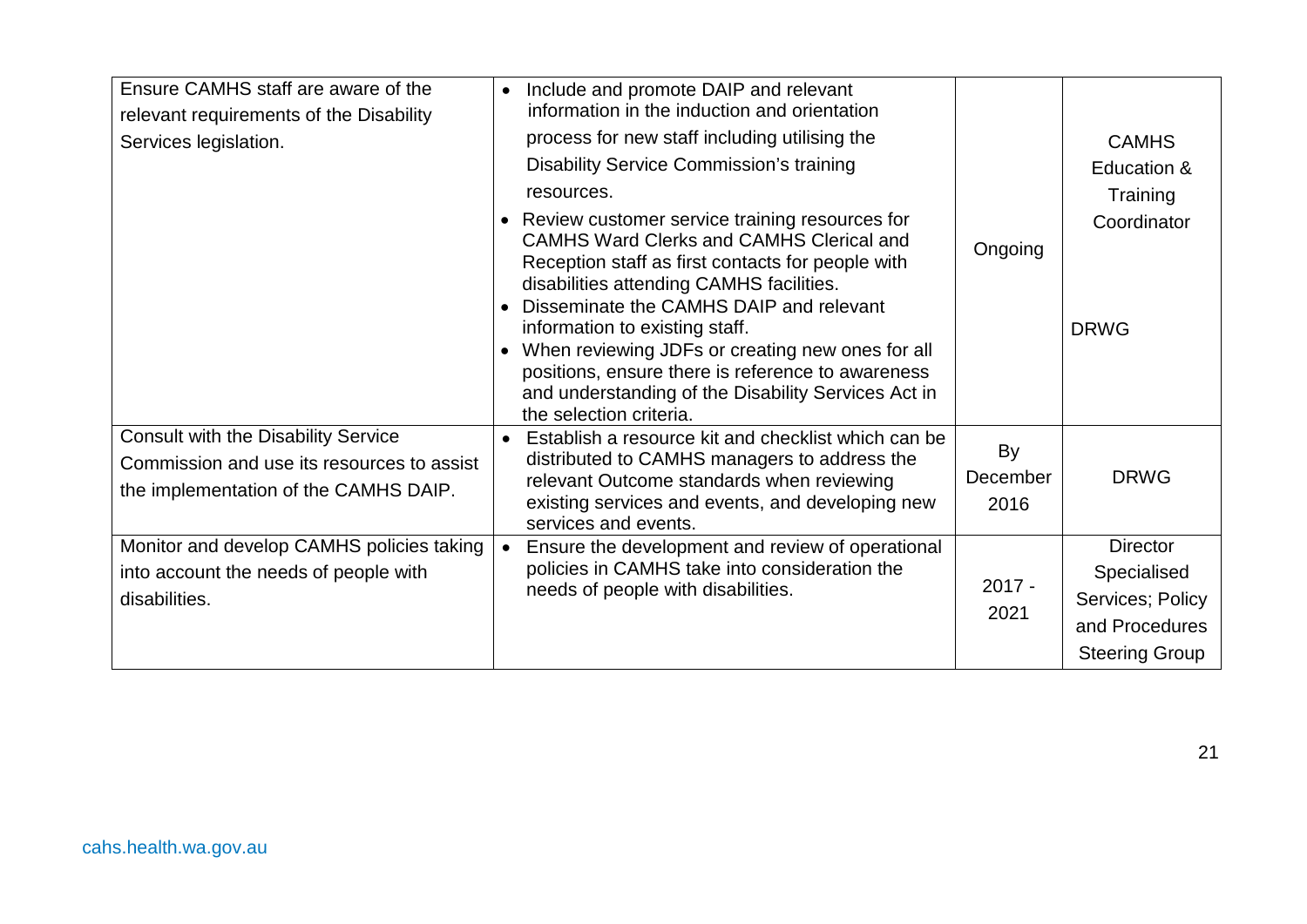| | | | |
|---|---|---|---|
| Ensure CAMHS staff are aware of the relevant requirements of the Disability Services legislation. | • Include and promote DAIP and relevant information in the induction and orientation process for new staff including utilising the Disability Service Commission's training resources.<br>• Review customer service training resources for CAMHS Ward Clerks and CAMHS Clerical and Reception staff as first contacts for people with disabilities attending CAMHS facilities.<br>• Disseminate the CAMHS DAIP and relevant information to existing staff.<br>• When reviewing JDFs or creating new ones for all positions, ensure there is reference to awareness and understanding of the Disability Services Act in the selection criteria. | Ongoing | CAMHS Education & Training Coordinator<br><br>DRWG |
| Consult with the Disability Service Commission and use its resources to assist the implementation of the CAMHS DAIP. | • Establish a resource kit and checklist which can be distributed to CAMHS managers to address the relevant Outcome standards when reviewing existing services and events, and developing new services and events. | By December 2016 | DRWG |
| Monitor and develop CAMHS policies taking into account the needs of people with disabilities. | • Ensure the development and review of operational policies in CAMHS take into consideration the needs of people with disabilities. | 2017 - 2021 | Director Specialised Services; Policy and Procedures Steering Group |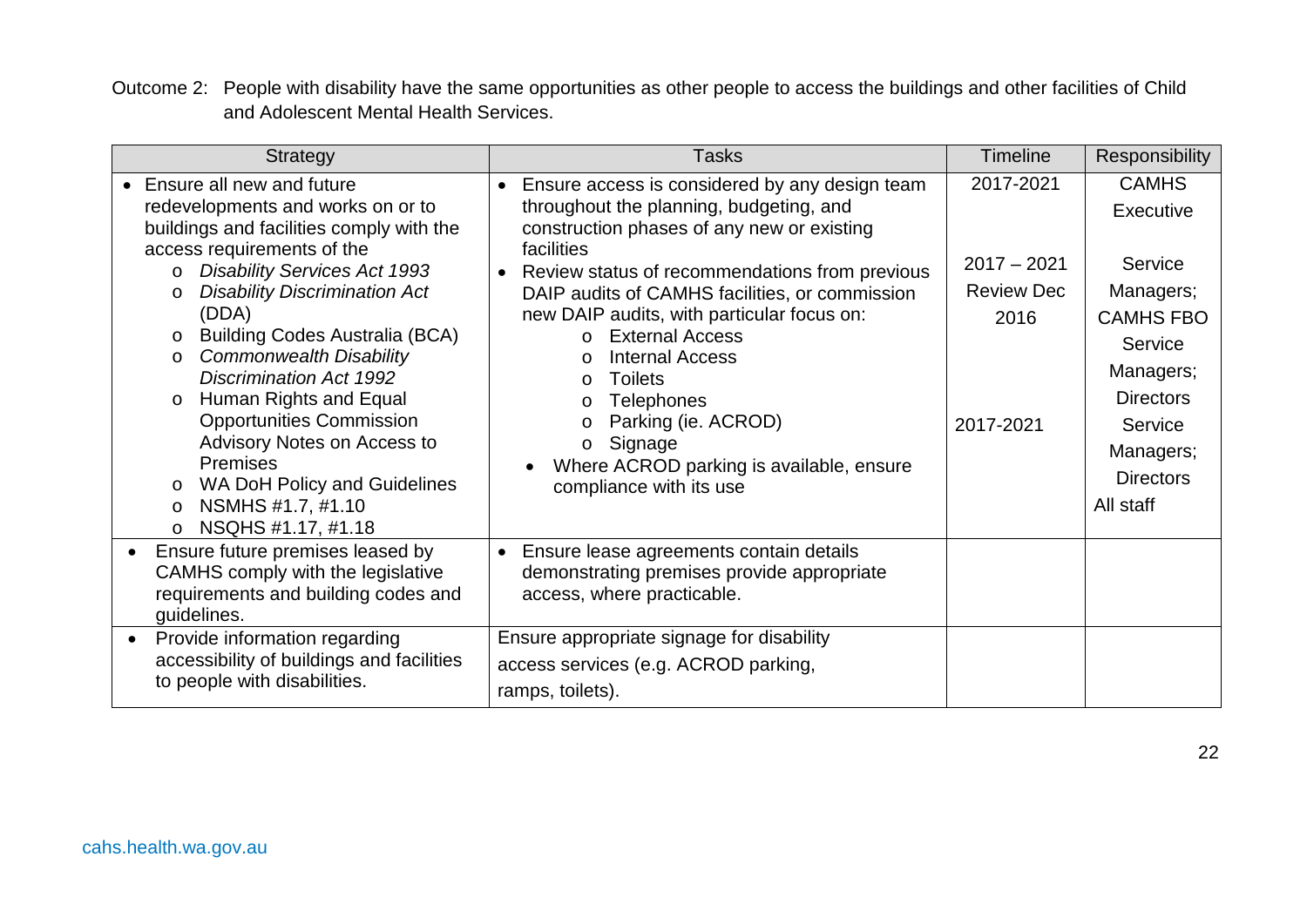Outcome 2: People with disability have the same opportunities as other people to access the buildings and other facilities of Child and Adolescent Mental Health Services.

| Strategy | Tasks | Timeline | Responsibility |
| --- | --- | --- | --- |
| • Ensure all new and future redevelopments and works on or to buildings and facilities comply with the access requirements of the<br>o *Disability Services Act 1993*<br>o *Disability Discrimination Act* (DDA)<br>o Building Codes Australia (BCA)<br>o *Commonwealth Disability Discrimination Act 1992*<br>o Human Rights and Equal Opportunities Commission Advisory Notes on Access to Premises<br>o WA DoH Policy and Guidelines<br>o NSMHS #1.7, #1.10<br>o NSQHS #1.17, #1.18 | • Ensure access is considered by any design team throughout the planning, budgeting, and construction phases of any new or existing facilities<br>• Review status of recommendations from previous DAIP audits of CAMHS facilities, or commission new DAIP audits, with particular focus on:<br>o External Access<br>o Internal Access<br>o Toilets<br>o Telephones<br>o Parking (ie. ACROD)<br>o Signage<br>• Where ACROD parking is available, ensure compliance with its use | 2017-2021<br><br>2017 – 2021<br>Review Dec 2016<br><br>2017-2021 | CAMHS Executive<br><br>Service Managers; CAMHS FBO<br>Service Managers; Directors<br>Service Managers; Directors<br>All staff |
| • Ensure future premises leased by CAMHS comply with the legislative requirements and building codes and guidelines. | • Ensure lease agreements contain details demonstrating premises provide appropriate access, where practicable. | | |
| • Provide information regarding accessibility of buildings and facilities to people with disabilities. | Ensure appropriate signage for disability access services (e.g. ACROD parking, ramps, toilets). | | |

cahs.health.wa.gov.au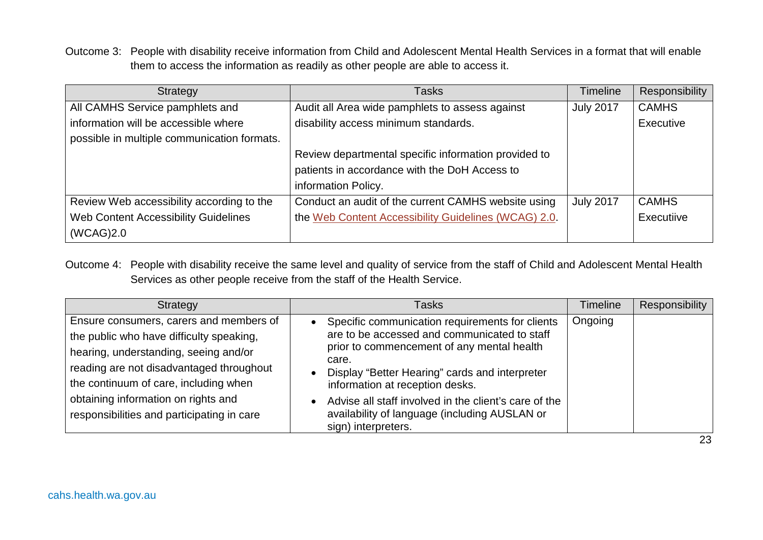Outcome 3: People with disability receive information from Child and Adolescent Mental Health Services in a format that will enable them to access the information as readily as other people are able to access it.

| Strategy | Tasks | Timeline | Responsibility |
|---|---|---|---|
| All CAMHS Service pamphlets and information will be accessible where possible in multiple communication formats. | Audit all Area wide pamphlets to assess against disability access minimum standards.<br><br>Review departmental specific information provided to patients in accordance with the DoH Access to information Policy. | July 2017 | CAMHS Executive |
| Review Web accessibility according to the Web Content Accessibility Guidelines (WCAG)2.0 | Conduct an audit of the current CAMHS website using the Web Content Accessibility Guidelines (WCAG) 2.0. | July 2017 | CAMHS Executiive |

Outcome 4: People with disability receive the same level and quality of service from the staff of Child and Adolescent Mental Health Services as other people receive from the staff of the Health Service.

| Strategy | Tasks | Timeline | Responsibility |
|---|---|---|---|
| Ensure consumers, carers and members of the public who have difficulty speaking, hearing, understanding, seeing and/or reading are not disadvantaged throughout the continuum of care, including when obtaining information on rights and responsibilities and participating in care | • Specific communication requirements for clients are to be accessed and communicated to staff prior to commencement of any mental health care.<br>• Display "Better Hearing" cards and interpreter information at reception desks.<br>• Advise all staff involved in the client's care of the availability of language (including AUSLAN or sign) interpreters. | Ongoing | |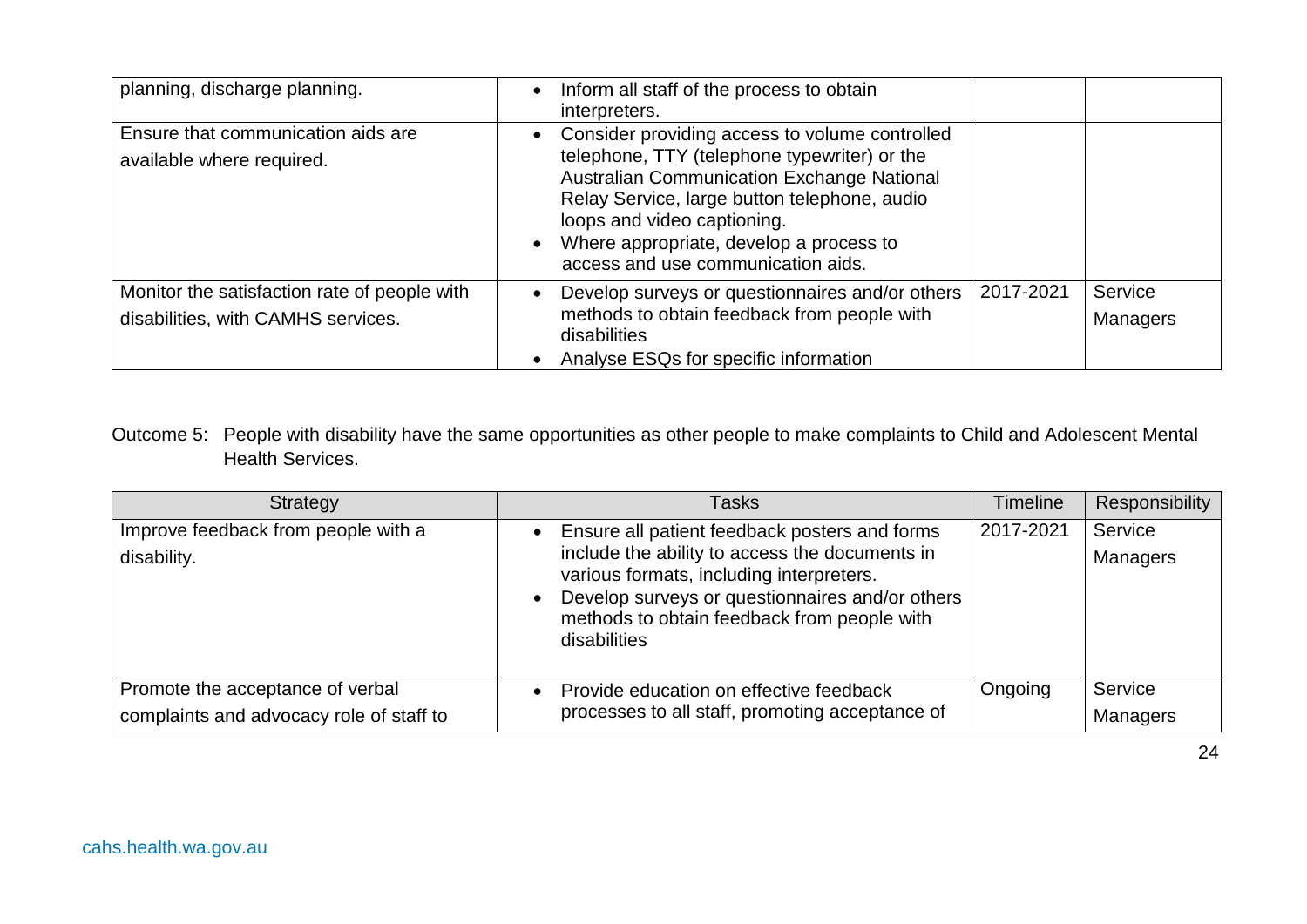| | | | |
|---|---|---|---|
| planning, discharge planning. | • Inform all staff of the process to obtain interpreters. | | |
| Ensure that communication aids are available where required. | • Consider providing access to volume controlled telephone, TTY (telephone typewriter) or the Australian Communication Exchange National Relay Service, large button telephone, audio loops and video captioning.<br>• Where appropriate, develop a process to access and use communication aids. | | |
| Monitor the satisfaction rate of people with disabilities, with CAMHS services. | • Develop surveys or questionnaires and/or others methods to obtain feedback from people with disabilities<br>• Analyse ESQs for specific information | 2017-2021 | Service Managers |

Outcome 5: People with disability have the same opportunities as other people to make complaints to Child and Adolescent Mental Health Services.

| Strategy | Tasks | Timeline | Responsibility |
|---|---|---|---|
| Improve feedback from people with a disability. | • Ensure all patient feedback posters and forms include the ability to access the documents in various formats, including interpreters.<br>• Develop surveys or questionnaires and/or others methods to obtain feedback from people with disabilities | 2017-2021 | Service Managers |
| Promote the acceptance of verbal complaints and advocacy role of staff to | • Provide education on effective feedback processes to all staff, promoting acceptance of | Ongoing | Service Managers |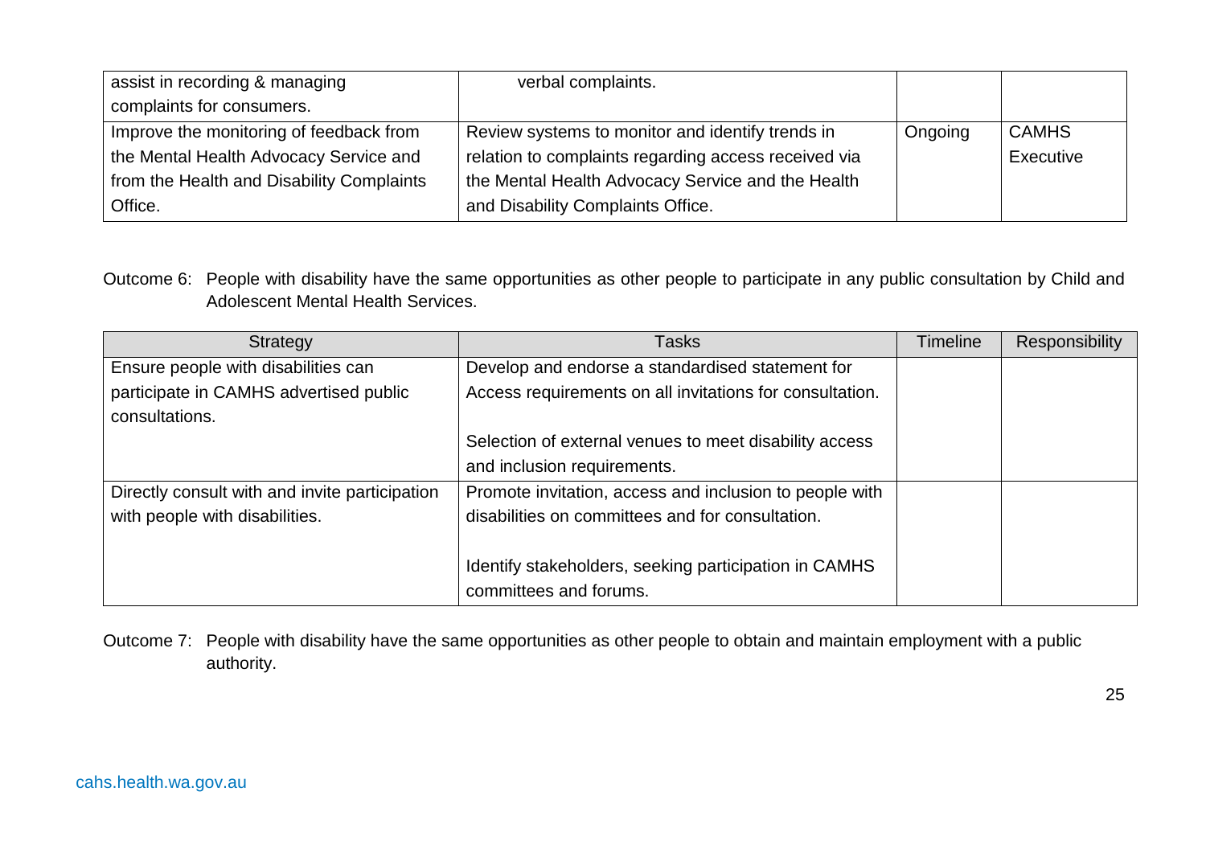| | | | |
|---|---|---|---|
| assist in recording & managing complaints for consumers. | verbal complaints. | | |
| Improve the monitoring of feedback from the Mental Health Advocacy Service and from the Health and Disability Complaints Office. | Review systems to monitor and identify trends in relation to complaints regarding access received via the Mental Health Advocacy Service and the Health and Disability Complaints Office. | Ongoing | CAMHS Executive |

Outcome 6: People with disability have the same opportunities as other people to participate in any public consultation by Child and Adolescent Mental Health Services.

| Strategy | Tasks | Timeline | Responsibility |
|---|---|---|---|
| Ensure people with disabilities can participate in CAMHS advertised public consultations. | Develop and endorse a standardised statement for Access requirements on all invitations for consultation.<br><br>Selection of external venues to meet disability access and inclusion requirements. | | |
| Directly consult with and invite participation with people with disabilities. | Promote invitation, access and inclusion to people with disabilities on committees and for consultation.<br><br>Identify stakeholders, seeking participation in CAMHS committees and forums. | | |

Outcome 7: People with disability have the same opportunities as other people to obtain and maintain employment with a public authority.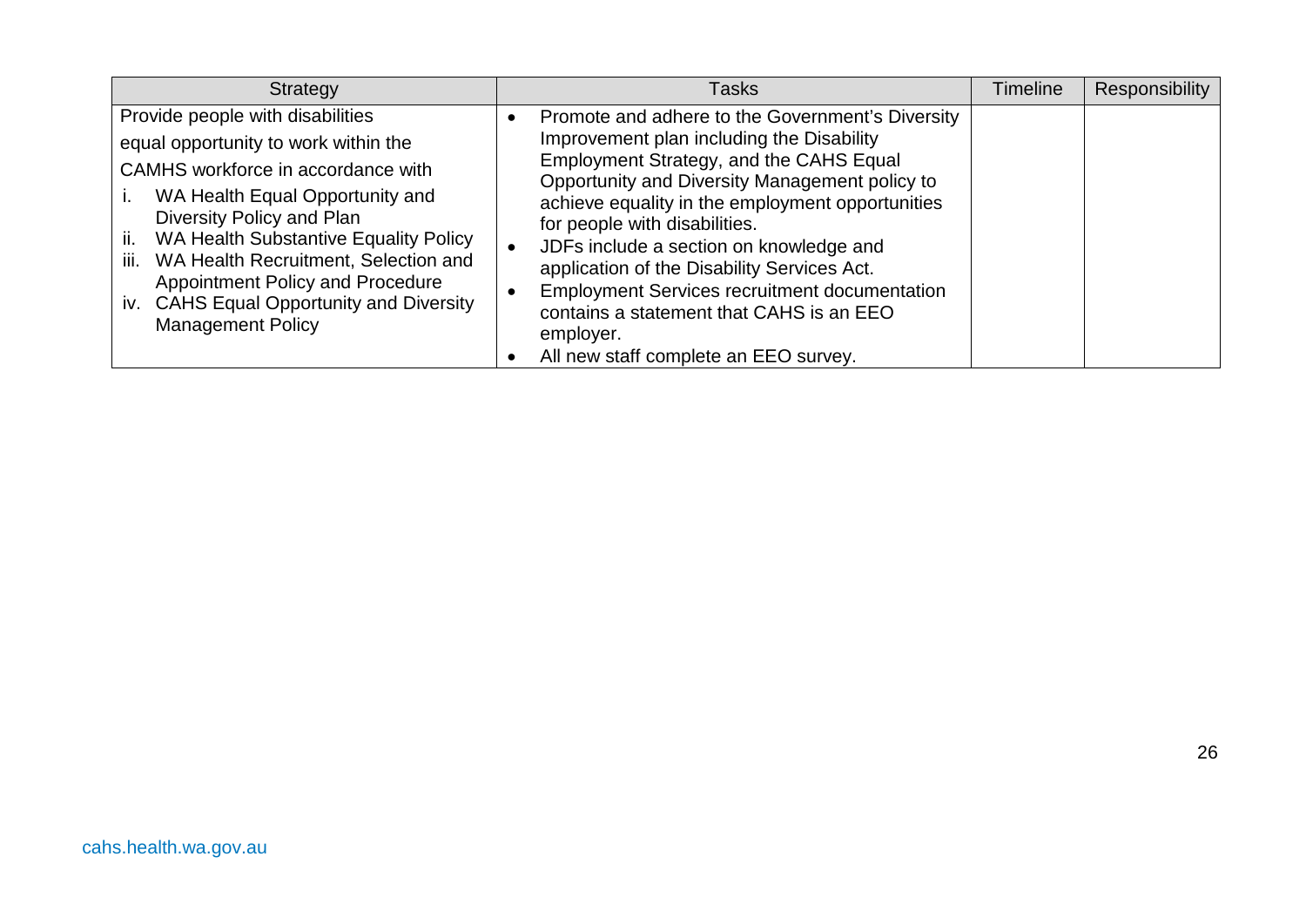| Strategy | Tasks | Timeline | Responsibility |
|---|---|---|---|
| Provide people with disabilities equal opportunity to work within the CAMHS workforce in accordance with<br>i. WA Health Equal Opportunity and Diversity Policy and Plan<br>ii. WA Health Substantive Equality Policy<br>iii. WA Health Recruitment, Selection and Appointment Policy and Procedure<br>iv. CAHS Equal Opportunity and Diversity Management Policy | • Promote and adhere to the Government's Diversity Improvement plan including the Disability Employment Strategy, and the CAHS Equal Opportunity and Diversity Management policy to achieve equality in the employment opportunities for people with disabilities.<br>• JDFs include a section on knowledge and application of the Disability Services Act.<br>• Employment Services recruitment documentation contains a statement that CAHS is an EEO employer.<br>• All new staff complete an EEO survey. | | |

cahs.health.wa.gov.au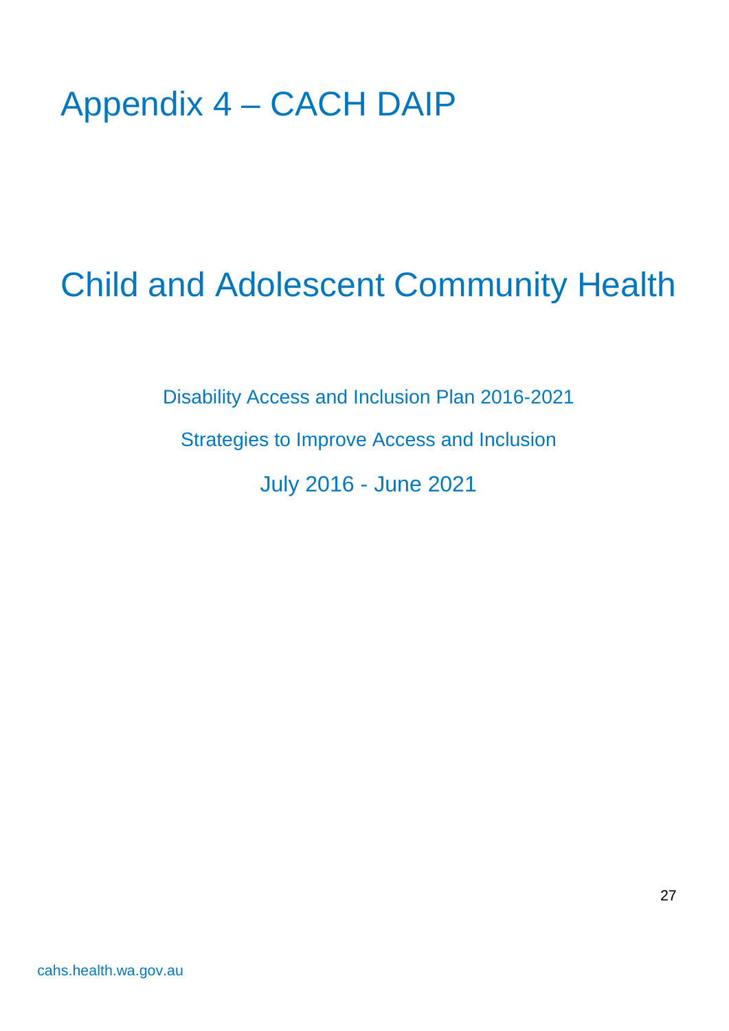# Appendix 4 – CACH DAIP

## Child and Adolescent Community Health

Disability Access and Inclusion Plan 2016-2021

Strategies to Improve Access and Inclusion

July 2016 - June 2021

cahs.health.wa.gov.au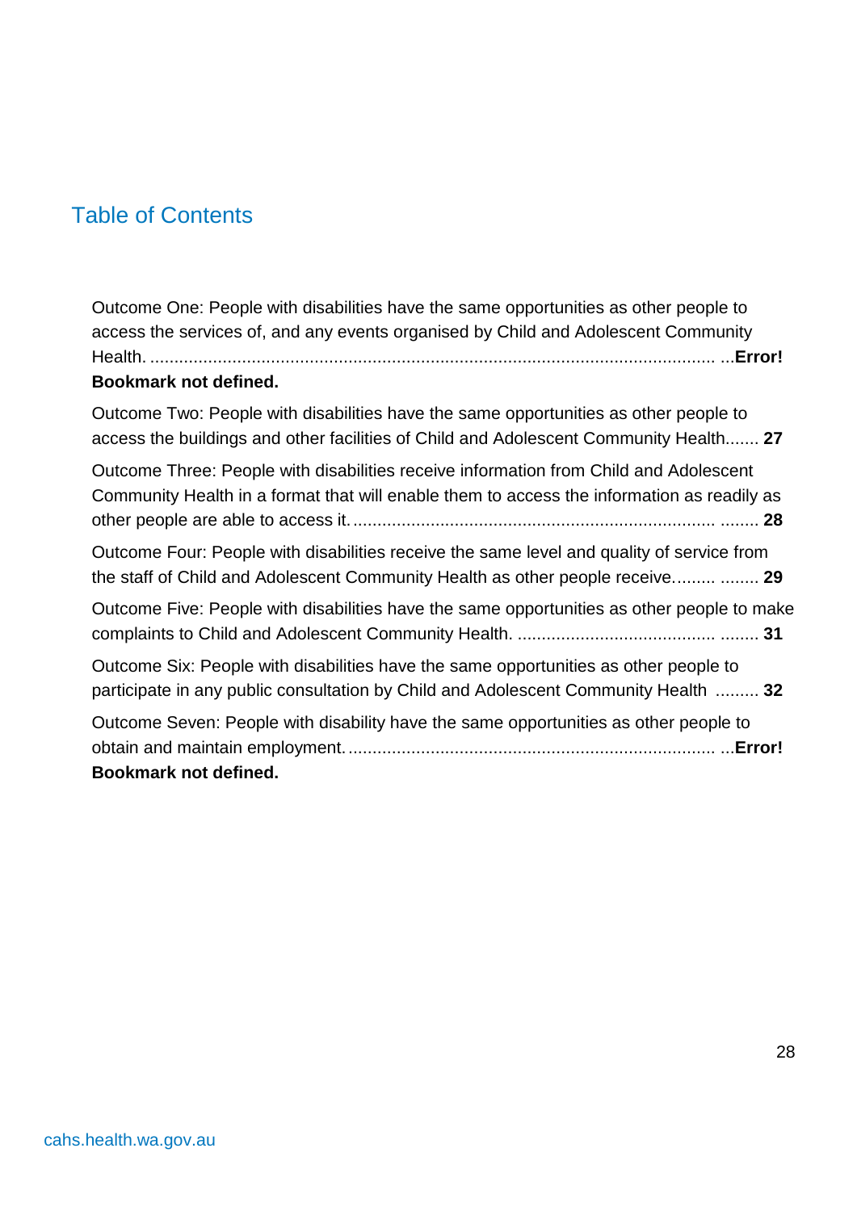## Table of Contents

Outcome One: People with disabilities have the same opportunities as other people to access the services of, and any events organised by Child and Adolescent Community Health. ...**Error! Bookmark not defined.**

Outcome Two: People with disabilities have the same opportunities as other people to access the buildings and other facilities of Child and Adolescent Community Health....... **27**

Outcome Three: People with disabilities receive information from Child and Adolescent Community Health in a format that will enable them to access the information as readily as other people are able to access it. ........ **28**

Outcome Four: People with disabilities receive the same level and quality of service from the staff of Child and Adolescent Community Health as other people receive......... ........ **29**

Outcome Five: People with disabilities have the same opportunities as other people to make complaints to Child and Adolescent Community Health. ........ **31**

Outcome Six: People with disabilities have the same opportunities as other people to participate in any public consultation by Child and Adolescent Community Health ......... **32**

Outcome Seven: People with disability have the same opportunities as other people to obtain and maintain employment. ...**Error! Bookmark not defined.**

cahs.health.wa.gov.au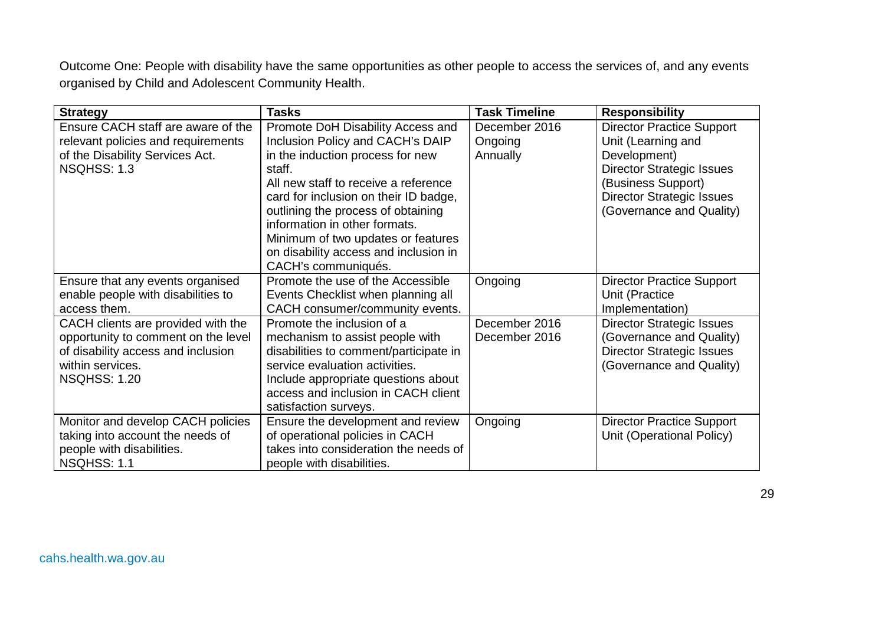Outcome One: People with disability have the same opportunities as other people to access the services of, and any events organised by Child and Adolescent Community Health.

| Strategy | Tasks | Task Timeline | Responsibility |
|---|---|---|---|
| Ensure CACH staff are aware of the relevant policies and requirements of the Disability Services Act.<br>NSQHSS: 1.3 | Promote DoH Disability Access and Inclusion Policy and CACH's DAIP in the induction process for new staff.<br>All new staff to receive a reference card for inclusion on their ID badge, outlining the process of obtaining information in other formats.<br>Minimum of two updates or features on disability access and inclusion in CACH's communiqués. | December 2016<br>Ongoing<br>Annually | Director Practice Support Unit (Learning and Development)<br>Director Strategic Issues (Business Support)<br>Director Strategic Issues (Governance and Quality) |
| Ensure that any events organised enable people with disabilities to access them. | Promote the use of the Accessible Events Checklist when planning all CACH consumer/community events. | Ongoing | Director Practice Support Unit (Practice Implementation) |
| CACH clients are provided with the opportunity to comment on the level of disability access and inclusion within services.<br>NSQHSS: 1.20 | Promote the inclusion of a mechanism to assist people with disabilities to comment/participate in service evaluation activities.<br>Include appropriate questions about access and inclusion in CACH client satisfaction surveys. | December 2016<br>December 2016 | Director Strategic Issues (Governance and Quality)<br>Director Strategic Issues (Governance and Quality) |
| Monitor and develop CACH policies taking into account the needs of people with disabilities.<br>NSQHSS: 1.1 | Ensure the development and review of operational policies in CACH takes into consideration the needs of people with disabilities. | Ongoing | Director Practice Support Unit (Operational Policy) |

cahs.health.wa.gov.au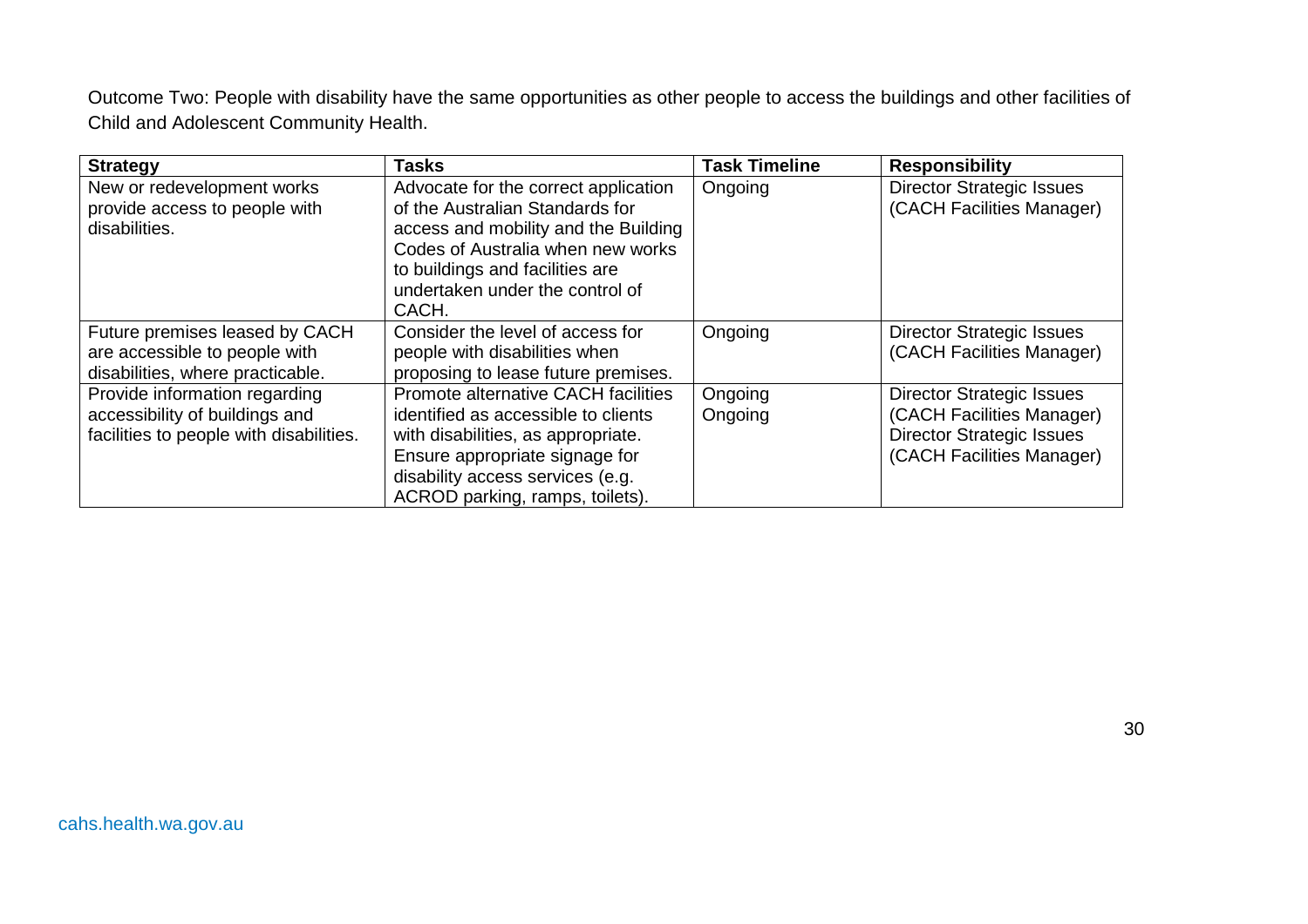Outcome Two: People with disability have the same opportunities as other people to access the buildings and other facilities of Child and Adolescent Community Health.

| Strategy | Tasks | Task Timeline | Responsibility |
|---|---|---|---|
| New or redevelopment works provide access to people with disabilities. | Advocate for the correct application of the Australian Standards for access and mobility and the Building Codes of Australia when new works to buildings and facilities are undertaken under the control of CACH. | Ongoing | Director Strategic Issues (CACH Facilities Manager) |
| Future premises leased by CACH are accessible to people with disabilities, where practicable. | Consider the level of access for people with disabilities when proposing to lease future premises. | Ongoing | Director Strategic Issues (CACH Facilities Manager) |
| Provide information regarding accessibility of buildings and facilities to people with disabilities. | Promote alternative CACH facilities identified as accessible to clients with disabilities, as appropriate. Ensure appropriate signage for disability access services (e.g. ACROD parking, ramps, toilets). | Ongoing Ongoing | Director Strategic Issues (CACH Facilities Manager) Director Strategic Issues (CACH Facilities Manager) |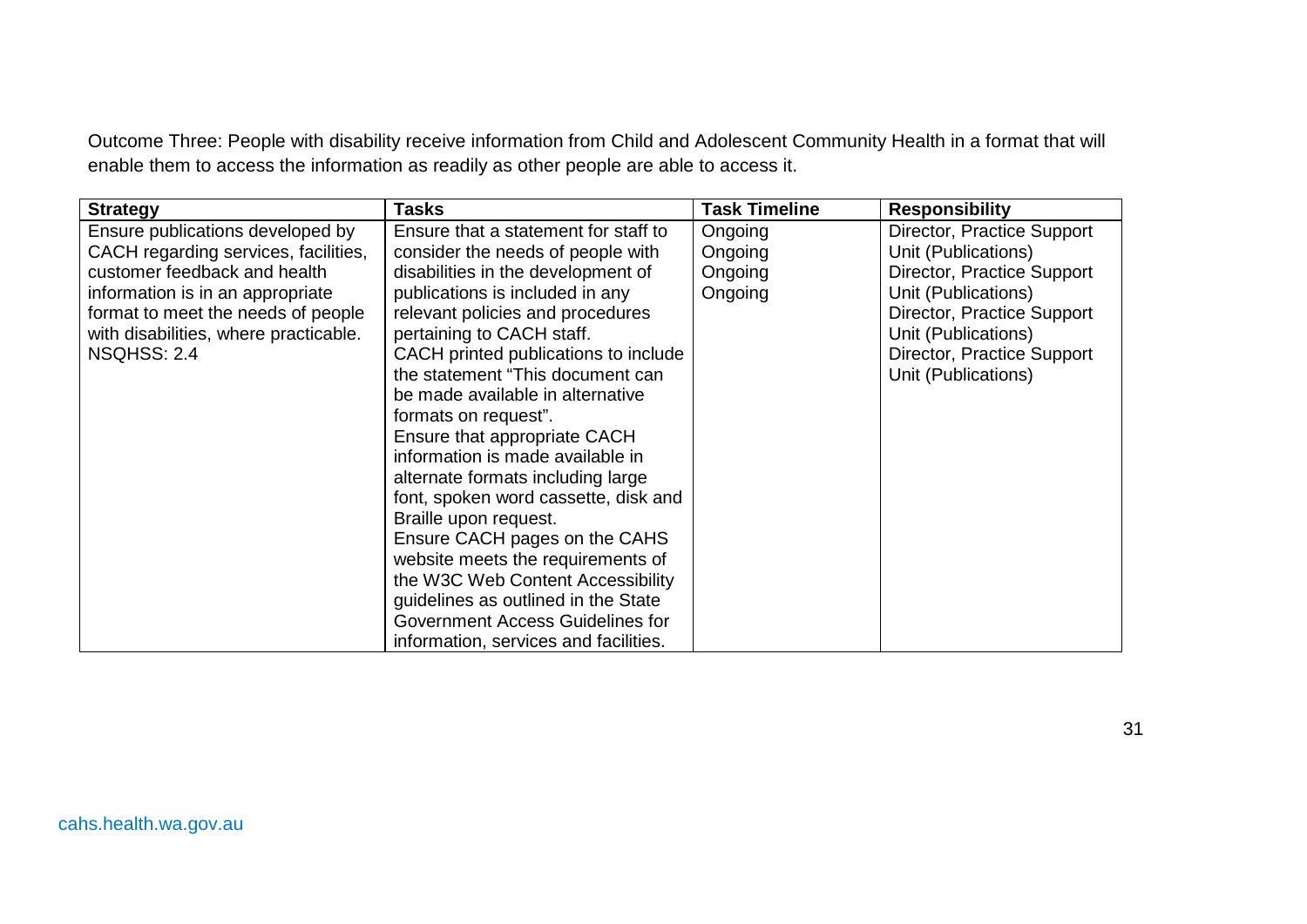Outcome Three: People with disability receive information from Child and Adolescent Community Health in a format that will enable them to access the information as readily as other people are able to access it.

| Strategy | Tasks | Task Timeline | Responsibility |
|---|---|---|---|
| Ensure publications developed by CACH regarding services, facilities, customer feedback and health information is in an appropriate format to meet the needs of people with disabilities, where practicable. NSQHSS: 2.4 | Ensure that a statement for staff to consider the needs of people with disabilities in the development of publications is included in any relevant policies and procedures pertaining to CACH staff. | Ongoing | Director, Practice Support Unit (Publications) |
| | CACH printed publications to include the statement "This document can be made available in alternative formats on request". | Ongoing | Director, Practice Support Unit (Publications) |
| | Ensure that appropriate CACH information is made available in alternate formats including large font, spoken word cassette, disk and Braille upon request. | Ongoing | Director, Practice Support Unit (Publications) |
| | Ensure CACH pages on the CAHS website meets the requirements of the W3C Web Content Accessibility guidelines as outlined in the State Government Access Guidelines for information, services and facilities. | Ongoing | Director, Practice Support Unit (Publications) |

cahs.health.wa.gov.au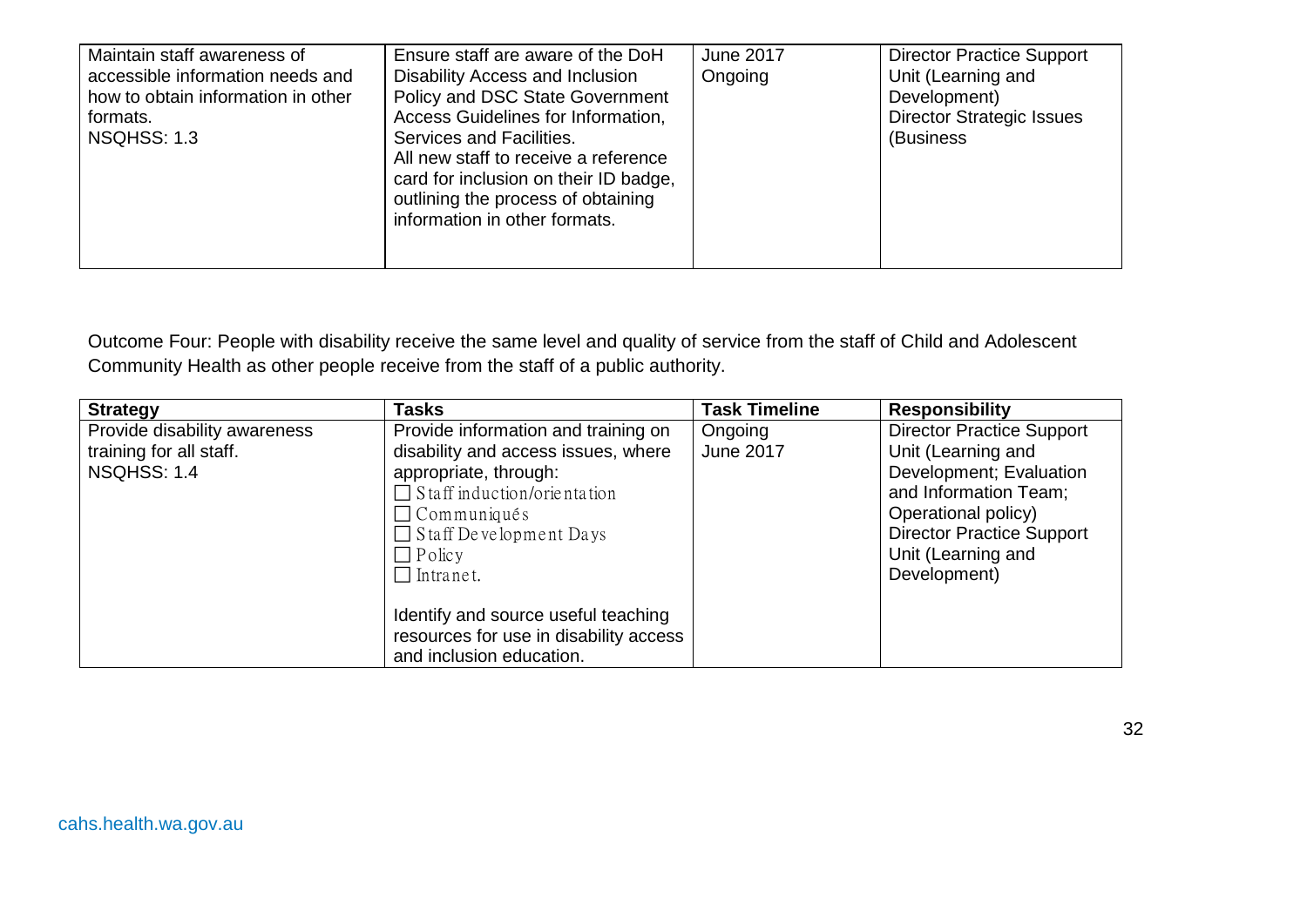| | | | |
|---|---|---|---|
| Maintain staff awareness of accessible information needs and how to obtain information in other formats.<br>NSQHSS: 1.3 | Ensure staff are aware of the DoH Disability Access and Inclusion Policy and DSC State Government Access Guidelines for Information, Services and Facilities.<br>All new staff to receive a reference card for inclusion on their ID badge, outlining the process of obtaining information in other formats. | June 2017<br>Ongoing | Director Practice Support Unit (Learning and Development)<br>Director Strategic Issues (Business |

Outcome Four: People with disability receive the same level and quality of service from the staff of Child and Adolescent Community Health as other people receive from the staff of a public authority.

| Strategy | Tasks | Task Timeline | Responsibility |
|---|---|---|---|
| Provide disability awareness training for all staff.<br>NSQHSS: 1.4 | Provide information and training on disability and access issues, where appropriate, through:<br>☐ Staff induction/orientation<br>☐ Communiqués<br>☐ Staff Development Days<br>☐ Policy<br>☐ Intranet.<br><br>Identify and source useful teaching resources for use in disability access and inclusion education. | Ongoing<br>June 2017 | Director Practice Support Unit (Learning and Development; Evaluation and Information Team; Operational policy)<br>Director Practice Support Unit (Learning and Development) |

cahs.health.wa.gov.au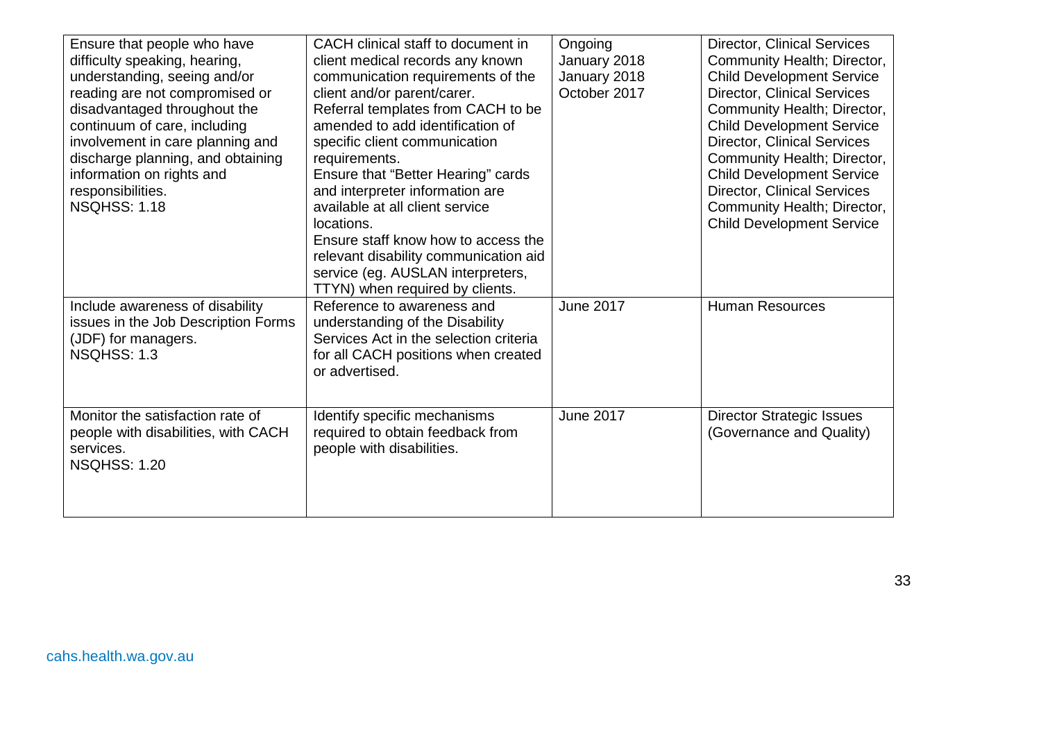| | | | |
|---|---|---|---|
| Ensure that people who have difficulty speaking, hearing, understanding, seeing and/or reading are not compromised or disadvantaged throughout the continuum of care, including involvement in care planning and discharge planning, and obtaining information on rights and responsibilities.<br>NSQHSS: 1.18 | CACH clinical staff to document in client medical records any known communication requirements of the client and/or parent/carer.<br>Referral templates from CACH to be amended to add identification of specific client communication requirements.<br>Ensure that "Better Hearing" cards and interpreter information are available at all client service locations.<br>Ensure staff know how to access the relevant disability communication aid service (eg. AUSLAN interpreters, TTYN) when required by clients. | Ongoing<br>January 2018<br>January 2018<br>October 2017 | Director, Clinical Services Community Health; Director, Child Development Service<br>Director, Clinical Services Community Health; Director, Child Development Service<br>Director, Clinical Services Community Health; Director, Child Development Service<br>Director, Clinical Services Community Health; Director, Child Development Service |
| Include awareness of disability issues in the Job Description Forms (JDF) for managers.<br>NSQHSS: 1.3 | Reference to awareness and understanding of the Disability Services Act in the selection criteria for all CACH positions when created or advertised. | June 2017 | Human Resources |
| Monitor the satisfaction rate of people with disabilities, with CACH services.<br>NSQHSS: 1.20 | Identify specific mechanisms required to obtain feedback from people with disabilities. | June 2017 | Director Strategic Issues (Governance and Quality) |

cahs.health.wa.gov.au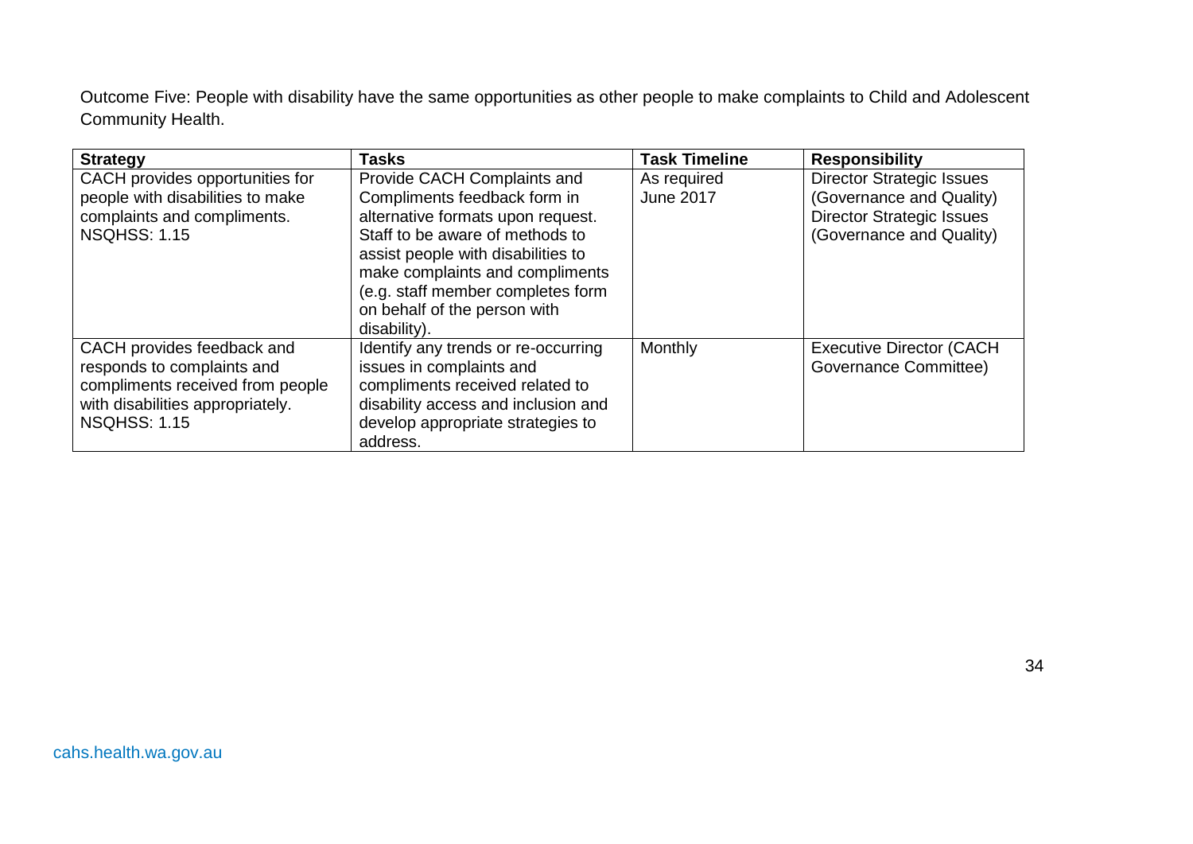Outcome Five: People with disability have the same opportunities as other people to make complaints to Child and Adolescent Community Health.

| Strategy | Tasks | Task Timeline | Responsibility |
|---|---|---|---|
| CACH provides opportunities for people with disabilities to make complaints and compliments. NSQHSS: 1.15 | Provide CACH Complaints and Compliments feedback form in alternative formats upon request. Staff to be aware of methods to assist people with disabilities to make complaints and compliments (e.g. staff member completes form on behalf of the person with disability). | As required June 2017 | Director Strategic Issues (Governance and Quality) Director Strategic Issues (Governance and Quality) |
| CACH provides feedback and responds to complaints and compliments received from people with disabilities appropriately. NSQHSS: 1.15 | Identify any trends or re-occurring issues in complaints and compliments received related to disability access and inclusion and develop appropriate strategies to address. | Monthly | Executive Director (CACH Governance Committee) |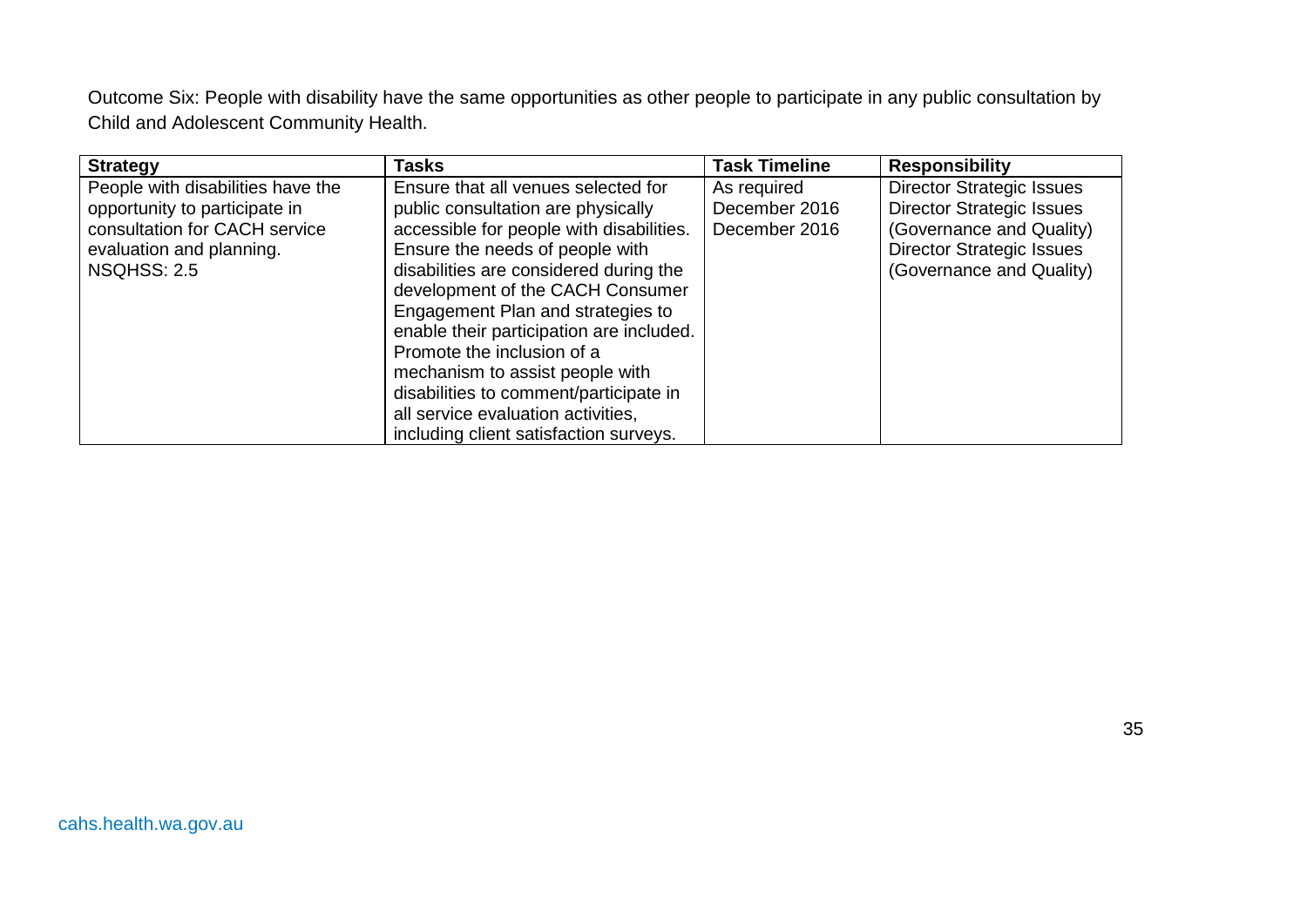Outcome Six: People with disability have the same opportunities as other people to participate in any public consultation by Child and Adolescent Community Health.

| **Strategy** | **Tasks** | **Task Timeline** | **Responsibility** |
| --- | --- | --- | --- |
| People with disabilities have the opportunity to participate in consultation for CACH service evaluation and planning. NSQHSS: 2.5 | Ensure that all venues selected for public consultation are physically accessible for people with disabilities. | As required | Director Strategic Issues |
| | Ensure the needs of people with disabilities are considered during the development of the CACH Consumer Engagement Plan and strategies to enable their participation are included. | December 2016 | Director Strategic Issues (Governance and Quality) |
| | Promote the inclusion of a mechanism to assist people with disabilities to comment/participate in all service evaluation activities, including client satisfaction surveys. | December 2016 | Director Strategic Issues (Governance and Quality) |

cahs.health.wa.gov.au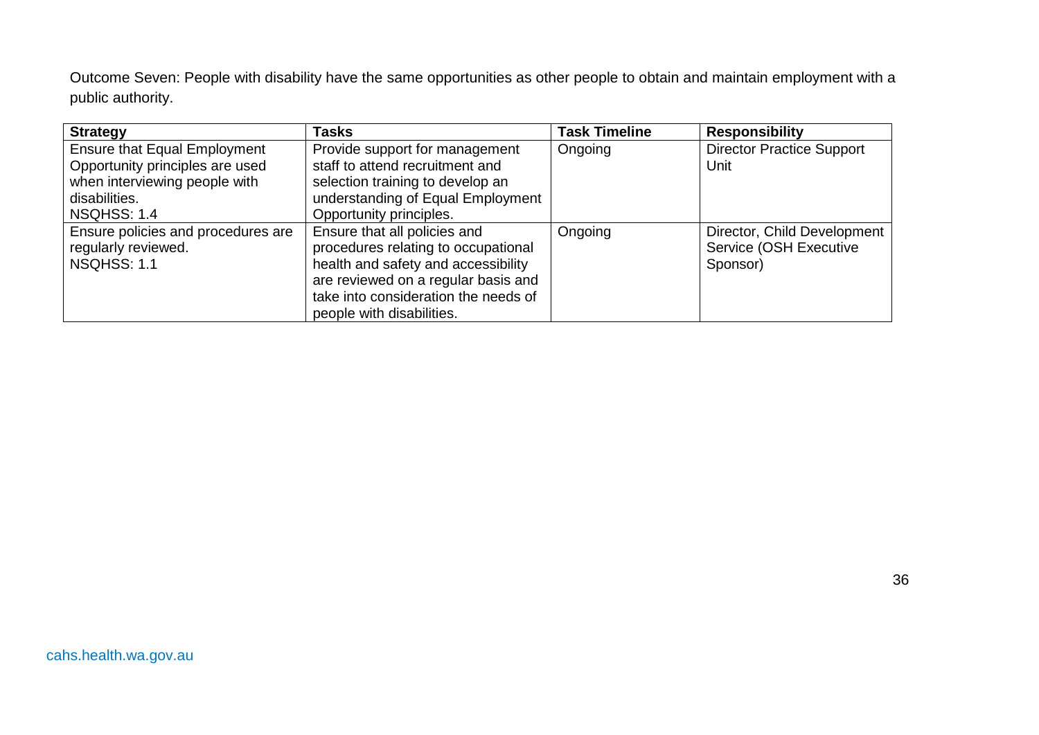Outcome Seven: People with disability have the same opportunities as other people to obtain and maintain employment with a public authority.

| Strategy | Tasks | Task Timeline | Responsibility |
| --- | --- | --- | --- |
| Ensure that Equal Employment Opportunity principles are used when interviewing people with disabilities. NSQHSS: 1.4 | Provide support for management staff to attend recruitment and selection training to develop an understanding of Equal Employment Opportunity principles. | Ongoing | Director Practice Support Unit |
| Ensure policies and procedures are regularly reviewed. NSQHSS: 1.1 | Ensure that all policies and procedures relating to occupational health and safety and accessibility are reviewed on a regular basis and take into consideration the needs of people with disabilities. | Ongoing | Director, Child Development Service (OSH Executive Sponsor) |